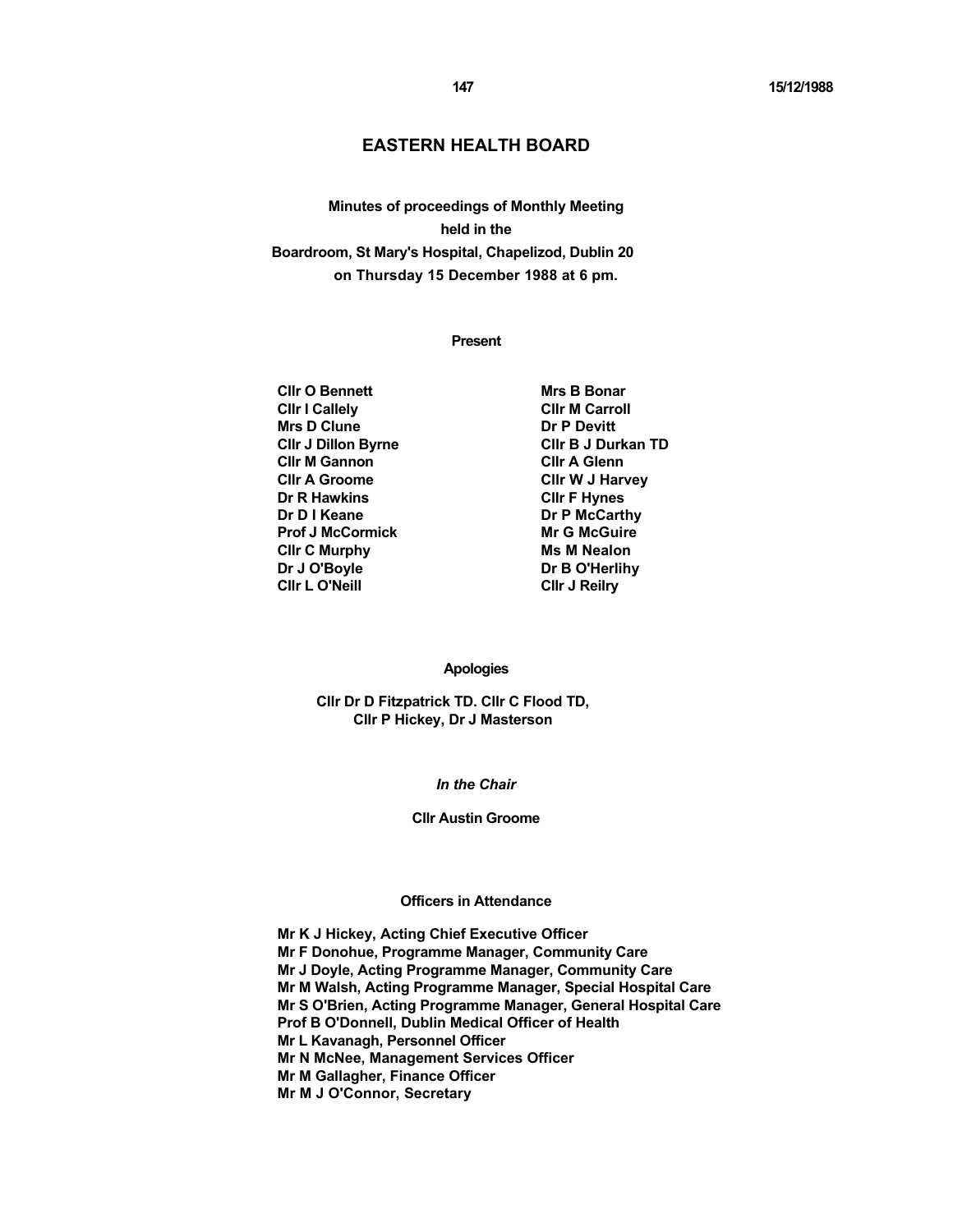# EASTERN HEALTH BOARD

**Minutes of proceedings of Monthly Meeting held in the Boardroom, St Mary's Hospital, Chapelizod, Dublin 20 on Thursday 15 December 1988 at 6 pm.**

## Present

Cllr O Bennett
Mrs B Bonar
Cllr I Callely
Cllr M Carroll
Mrs D Clune
Dr P Devitt
Cllr J Dillon Byrne
Cllr B J Durkan TD
Cllr M Gannon
Cllr A Glenn
Cllr A Groome
Cllr W J Harvey
Dr R Hawkins
Cllr F Hynes
Dr D I Keane
Dr P McCarthy
Prof J McCormick
Mr G McGuire
Cllr C Murphy
Ms M Nealon
Dr J O'Boyle
Dr B O'Herlihy
Cllr L O'Neill
Cllr J Reilry

## Apologies

Cllr Dr D Fitzpatrick TD. Cllr C Flood TD, Cllr P Hickey, Dr J Masterson

*In the Chair*

**Cllr Austin Groome**

## Officers in Attendance

Mr K J Hickey, Acting Chief Executive Officer
Mr F Donohue, Programme Manager, Community Care
Mr J Doyle, Acting Programme Manager, Community Care
Mr M Walsh, Acting Programme Manager, Special Hospital Care
Mr S O'Brien, Acting Programme Manager, General Hospital Care
Prof B O'Donnell, Dublin Medical Officer of Health
Mr L Kavanagh, Personnel Officer
Mr N McNee, Management Services Officer
Mr M Gallagher, Finance Officer
Mr M J O'Connor, Secretary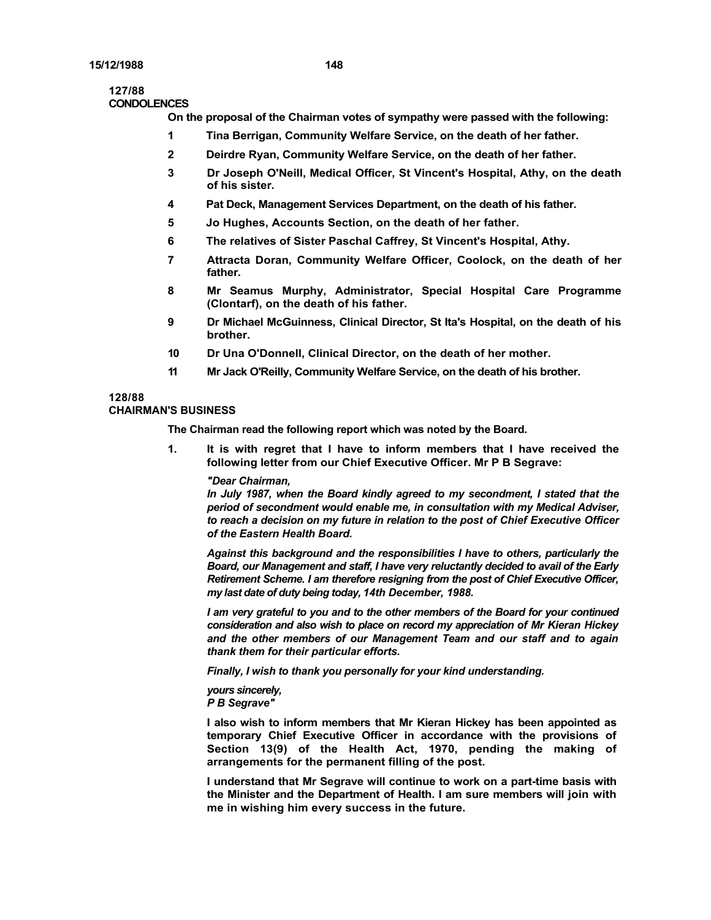**127/88**
**CONDOLENCES**

**On the proposal of the Chairman votes of sympathy were passed with the following:**

1. **Tina Berrigan, Community Welfare Service, on the death of her father.**
2. **Deirdre Ryan, Community Welfare Service, on the death of her father.**
3. **Dr Joseph O'Neill, Medical Officer, St Vincent's Hospital, Athy, on the death of his sister.**
4. **Pat Deck, Management Services Department, on the death of his father.**
5. **Jo Hughes, Accounts Section, on the death of her father.**
6. **The relatives of Sister Paschal Caffrey, St Vincent's Hospital, Athy.**
7. **Attracta Doran, Community Welfare Officer, Coolock, on the death of her father.**
8. **Mr Seamus Murphy, Administrator, Special Hospital Care Programme (Clontarf), on the death of his father.**
9. **Dr Michael McGuinness, Clinical Director, St Ita's Hospital, on the death of his brother.**
10. **Dr Una O'Donnell, Clinical Director, on the death of her mother.**
11. **Mr Jack O'Reilly, Community Welfare Service, on the death of his brother.**

**128/88**
**CHAIRMAN'S BUSINESS**

**The Chairman read the following report which was noted by the Board.**

1. **It is with regret that I have to inform members that I have received the following letter from our Chief Executive Officer. Mr P B Segrave:**

   ***"Dear Chairman,***
   ***In July 1987, when the Board kindly agreed to my secondment, I stated that the period of secondment would enable me, in consultation with my Medical Adviser, to reach a decision on my future in relation to the post of Chief Executive Officer of the Eastern Health Board.***

   ***Against this background and the responsibilities I have to others, particularly the Board, our Management and staff, I have very reluctantly decided to avail of the Early Retirement Scheme. I am therefore resigning from the post of Chief Executive Officer, my last date of duty being today, 14th December, 1988.***

   ***I am very grateful to you and to the other members of the Board for your continued consideration and also wish to place on record my appreciation of Mr Kieran Hickey and the other members of our Management Team and our staff and to again thank them for their particular efforts.***

   ***Finally, I wish to thank you personally for your kind understanding.***

   ***yours sincerely,***
   ***P B Segrave"***

   **I also wish to inform members that Mr Kieran Hickey has been appointed as temporary Chief Executive Officer in accordance with the provisions of Section 13(9) of the Health Act, 1970, pending the making of arrangements for the permanent filling of the post.**

   **I understand that Mr Segrave will continue to work on a part-time basis with the Minister and the Department of Health. I am sure members will join with me in wishing him every success in the future.**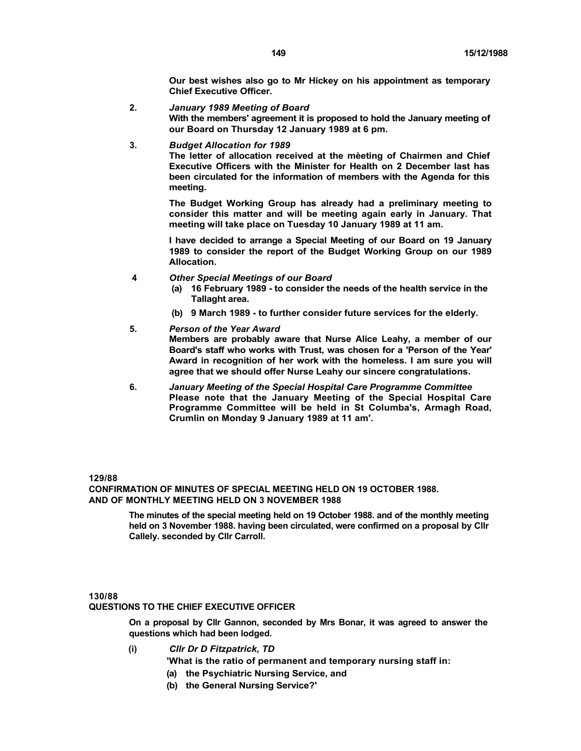**Our best wishes also go to Mr Hickey on his appointment as temporary Chief Executive Officer.**

**2.** ***January 1989 Meeting of Board***

**With the members' agreement it is proposed to hold the January meeting of our Board on Thursday 12 January 1989 at 6 pm.**

**3.** ***Budget Allocation for 1989***

**The letter of allocation received at the mèeting of Chairmen and Chief Executive Officers with the Minister for Health on 2 December last has been circulated for the information of members with the Agenda for this meeting.**

**The Budget Working Group has already had a preliminary meeting to consider this matter and will be meeting again early in January. That meeting will take place on Tuesday 10 January 1989 at 11 am.**

**I have decided to arrange a Special Meeting of our Board on 19 January 1989 to consider the report of the Budget Working Group on our 1989 Allocation.**

**4** ***Other Special Meetings of our Board***

**(a) 16 February 1989 - to consider the needs of the health service in the Tallaght area.**

**(b) 9 March 1989 - to further consider future services for the elderly.**

**5.** ***Person of the Year Award***

**Members are probably aware that Nurse Alice Leahy, a member of our Board's staff who works with Trust, was chosen for a 'Person of the Year' Award in recognition of her work with the homeless. I am sure you will agree that we should offer Nurse Leahy our sincere congratulations.**

**6.** ***January Meeting of the Special Hospital Care Programme Committee***

**Please note that the January Meeting of the Special Hospital Care Programme Committee will be held in St Columba's, Armagh Road, Crumlin on Monday 9 January 1989 at 11 am'.**

**129/88**

**CONFIRMATION OF MINUTES OF SPECIAL MEETING HELD ON 19 OCTOBER 1988. AND OF MONTHLY MEETING HELD ON 3 NOVEMBER 1988**

**The minutes of the special meeting held on 19 October 1988. and of the monthly meeting held on 3 November 1988. having been circulated, were confirmed on a proposal by Cllr Callely. seconded by Cllr Carroll.**

**130/88**

**QUESTIONS TO THE CHIEF EXECUTIVE OFFICER**

**On a proposal by Cllr Gannon, seconded by Mrs Bonar, it was agreed to answer the questions which had been lodged.**

**(i)** ***Cllr Dr D Fitzpatrick, TD***

**'What is the ratio of permanent and temporary nursing staff in:**

**(a) the Psychiatric Nursing Service, and**

**(b) the General Nursing Service?'**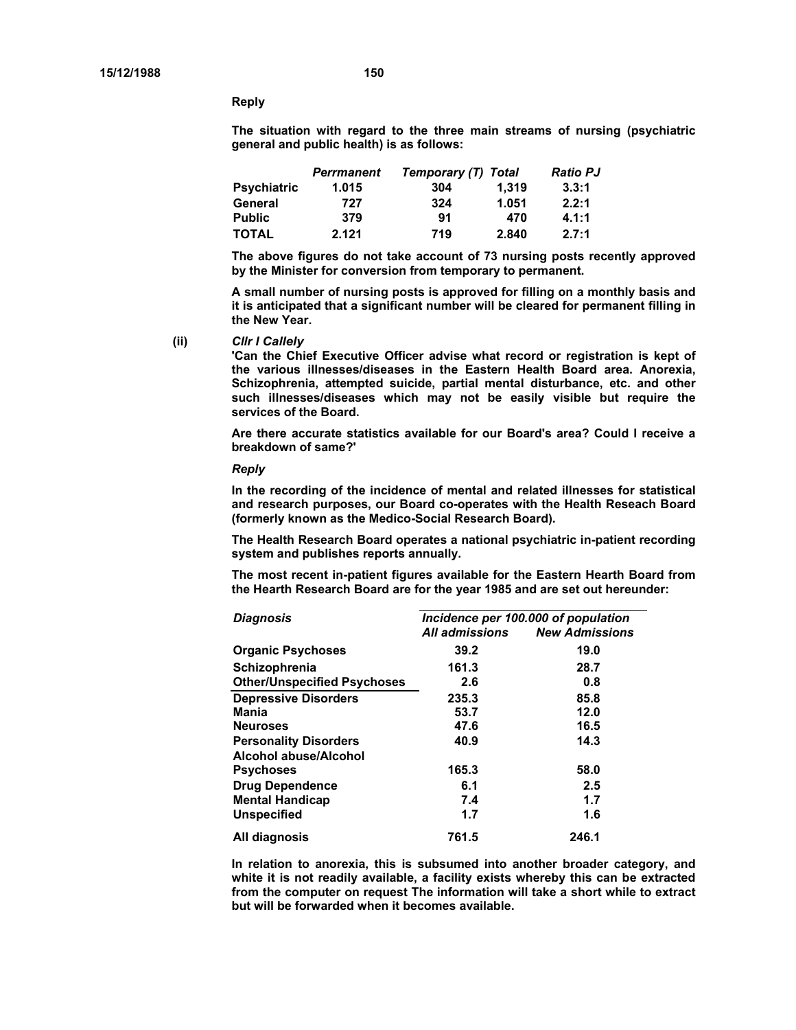**Reply**

**The situation with regard to the three main streams of nursing (psychiatric general and public health) is as follows:**

| | *Perrmanent* | *Temporary (T)* | *Total* | *Ratio PJ* |
|---|---|---|---|---|
| **Psychiatric** | **1.015** | **304** | **1,319** | **3.3:1** |
| **General** | **727** | **324** | **1.051** | **2.2:1** |
| **Public** | **379** | **91** | **470** | **4.1:1** |
| **TOTAL** | **2.121** | **719** | **2.840** | **2.7:1** |

**The above figures do not take account of 73 nursing posts recently approved by the Minister for conversion from temporary to permanent.**

**A small number of nursing posts is approved for filling on a monthly basis and it is anticipated that a significant number will be cleared for permanent filling in the New Year.**

**(ii)** ***Cllr I Callely***

**'Can the Chief Executive Officer advise what record or registration is kept of the various illnesses/diseases in the Eastern Health Board area. Anorexia, Schizophrenia, attempted suicide, partial mental disturbance, etc. and other such illnesses/diseases which may not be easily visible but require the services of the Board.**

**Are there accurate statistics available for our Board's area? Could I receive a breakdown of same?'**

***Reply***

**In the recording of the incidence of mental and related illnesses for statistical and research purposes, our Board co-operates with the Health Reseach Board (formerly known as the Medico-Social Research Board).**

**The Health Research Board operates a national psychiatric in-patient recording system and publishes reports annually.**

**The most recent in-patient figures available for the Eastern Hearth Board from the Hearth Research Board are for the year 1985 and are set out hereunder:**

| *Diagnosis* | *Incidence per 100.000 of population* | |
|---|---|---|
| | *All admissions* | *New Admissions* |
| **Organic Psychoses** | **39.2** | **19.0** |
| **Schizophrenia** | **161.3** | **28.7** |
| **Other/Unspecified Psychoses** | **2.6** | **0.8** |
| **Depressive Disorders** | **235.3** | **85.8** |
| **Mania** | **53.7** | **12.0** |
| **Neuroses** | **47.6** | **16.5** |
| **Personality Disorders** | **40.9** | **14.3** |
| **Alcohol abuse/Alcohol Psychoses** | **165.3** | **58.0** |
| **Drug Dependence** | **6.1** | **2.5** |
| **Mental Handicap** | **7.4** | **1.7** |
| **Unspecified** | **1.7** | **1.6** |
| **All diagnosis** | **761.5** | **246.1** |

**In relation to anorexia, this is subsumed into another broader category, and white it is not readily available, a facility exists whereby this can be extracted from the computer on request The information will take a short while to extract but will be forwarded when it becomes available.**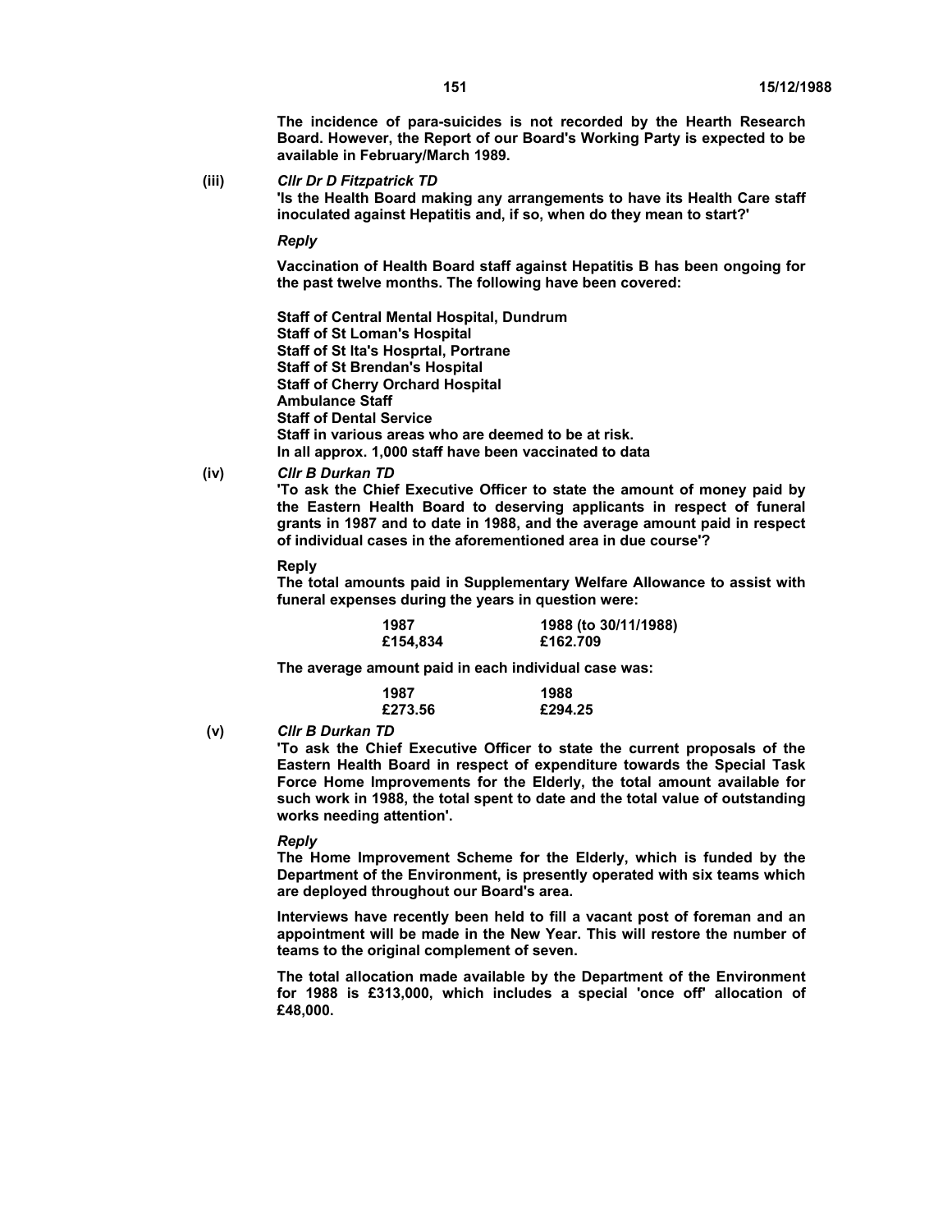**The incidence of para-suicides is not recorded by the Hearth Research Board. However, the Report of our Board's Working Party is expected to be available in February/March 1989.**

**(iii)** ***Cllr Dr D Fitzpatrick TD***

**'Is the Health Board making any arrangements to have its Health Care staff inoculated against Hepatitis and, if so, when do they mean to start?'**

***Reply***

**Vaccination of Health Board staff against Hepatitis B has been ongoing for the past twelve months. The following have been covered:**

**Staff of Central Mental Hospital, Dundrum**
**Staff of St Loman's Hospital**
**Staff of St lta's Hosprtal, Portrane**
**Staff of St Brendan's Hospital**
**Staff of Cherry Orchard Hospital**
**Ambulance Staff**
**Staff of Dental Service**
**Staff in various areas who are deemed to be at risk.**
**In all approx. 1,000 staff have been vaccinated to data**

**(iv)** ***Cllr B Durkan TD***

**'To ask the Chief Executive Officer to state the amount of money paid by the Eastern Health Board to deserving applicants in respect of funeral grants in 1987 and to date in 1988, and the average amount paid in respect of individual cases in the aforementioned area in due course'?**

**Reply**

**The total amounts paid in Supplementary Welfare Allowance to assist with funeral expenses during the years in question were:**

| 1987 | 1988 (to 30/11/1988) |
|---|---|
| £154,834 | £162.709 |

**The average amount paid in each individual case was:**

| 1987 | 1988 |
|---|---|
| £273.56 | £294.25 |

**(v)** ***Cllr B Durkan TD***

**'To ask the Chief Executive Officer to state the current proposals of the Eastern Health Board in respect of expenditure towards the Special Task Force Home Improvements for the Elderly, the total amount available for such work in 1988, the total spent to date and the total value of outstanding works needing attention'.**

***Reply***

**The Home Improvement Scheme for the Elderly, which is funded by the Department of the Environment, is presently operated with six teams which are deployed throughout our Board's area.**

**Interviews have recently been held to fill a vacant post of foreman and an appointment will be made in the New Year. This will restore the number of teams to the original complement of seven.**

**The total allocation made available by the Department of the Environment for 1988 is £313,000, which includes a special 'once off' allocation of £48,000.**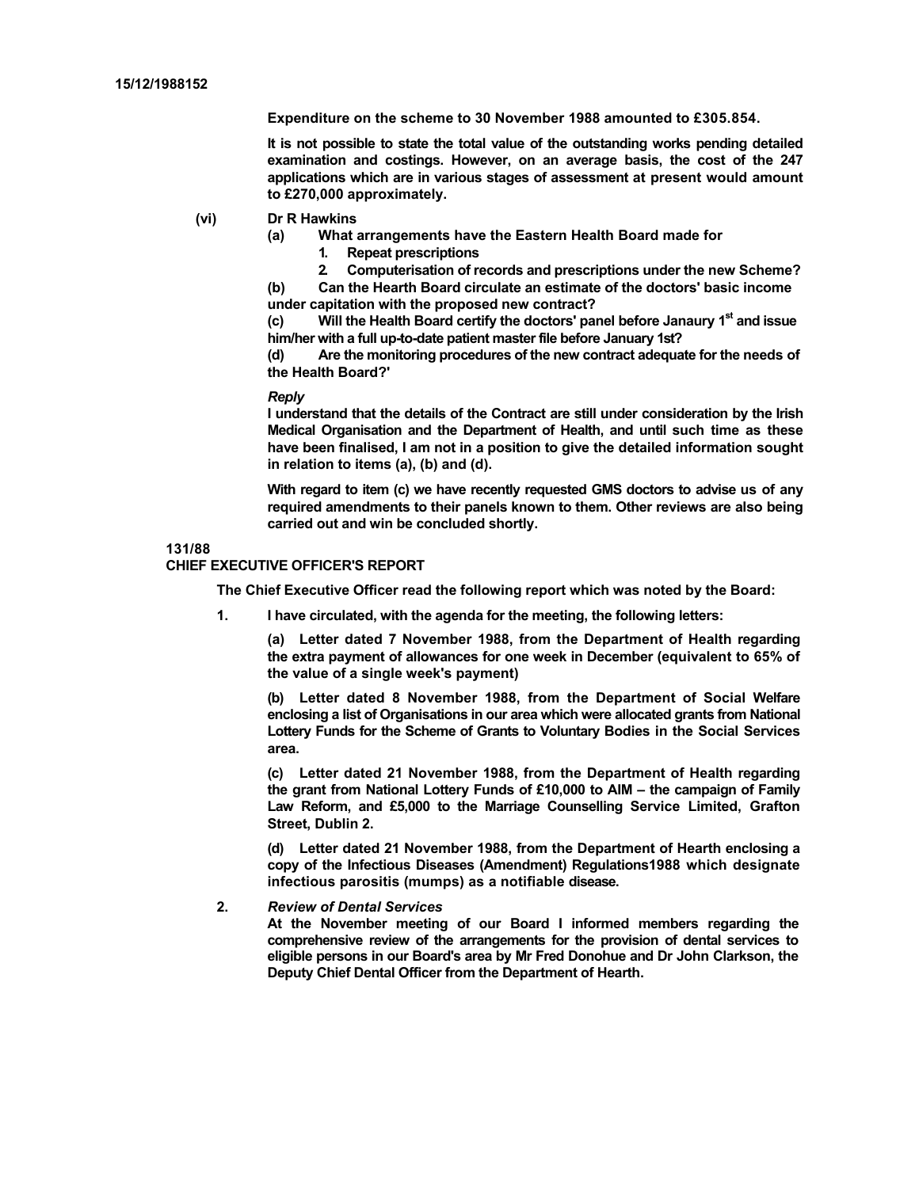15/12/1988152

**Expenditure on the scheme to 30 November 1988 amounted to £305.854.**

**It is not possible to state the total value of the outstanding works pending detailed examination and costings. However, on an average basis, the cost of the 247 applications which are in various stages of assessment at present would amount to £270,000 approximately.**

**(vi) Dr R Hawkins**

**(a) What arrangements have the Eastern Health Board made for**

**1. Repeat prescriptions**

**2. Computerisation of records and prescriptions under the new Scheme?**

**(b) Can the Hearth Board circulate an estimate of the doctors' basic income under capitation with the proposed new contract?**

**(c) Will the Health Board certify the doctors' panel before Janaury 1st and issue him/her with a full up-to-date patient master file before January 1st?**

**(d) Are the monitoring procedures of the new contract adequate for the needs of the Health Board?'**

***Reply***

**I understand that the details of the Contract are still under consideration by the Irish Medical Organisation and the Department of Health, and until such time as these have been finalised, I am not in a position to give the detailed information sought in relation to items (a), (b) and (d).**

**With regard to item (c) we have recently requested GMS doctors to advise us of any required amendments to their panels known to them. Other reviews are also being carried out and win be concluded shortly.**

**131/88**

**CHIEF EXECUTIVE OFFICER'S REPORT**

**The Chief Executive Officer read the following report which was noted by the Board:**

**1. I have circulated, with the agenda for the meeting, the following letters:**

**(a) Letter dated 7 November 1988, from the Department of Health regarding the extra payment of allowances for one week in December (equivalent to 65% of the value of a single week's payment)**

**(b) Letter dated 8 November 1988, from the Department of Social Welfare enclosing a list of Organisations in our area which were allocated grants from National Lottery Funds for the Scheme of Grants to Voluntary Bodies in the Social Services area.**

**(c) Letter dated 21 November 1988, from the Department of Health regarding the grant from National Lottery Funds of £10,000 to AIM – the campaign of Family Law Reform, and £5,000 to the Marriage Counselling Service Limited, Grafton Street, Dublin 2.**

**(d) Letter dated 21 November 1988, from the Department of Hearth enclosing a copy of the Infectious Diseases (Amendment) Regulations1988 which designate infectious parositis (mumps) as a notifiable disease.**

**2. *Review of Dental Services***

**At the November meeting of our Board I informed members regarding the comprehensive review of the arrangements for the provision of dental services to eligible persons in our Board's area by Mr Fred Donohue and Dr John Clarkson, the Deputy Chief Dental Officer from the Department of Hearth.**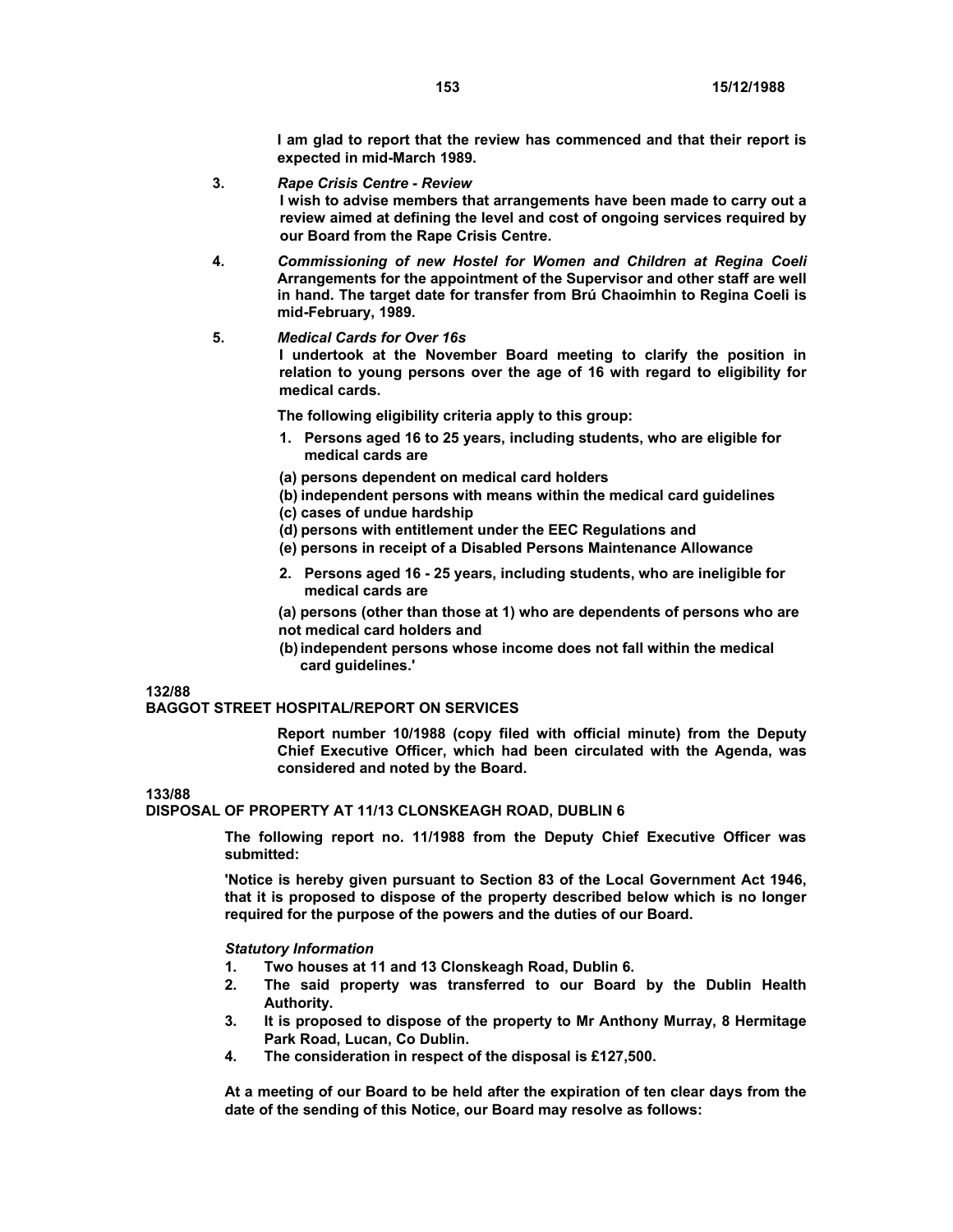**I am glad to report that the review has commenced and that their report is expected in mid-March 1989.**

3. ***Rape Crisis Centre - Review***
   **I wish to advise members that arrangements have been made to carry out a review aimed at defining the level and cost of ongoing services required by our Board from the Rape Crisis Centre.**

4. ***Commissioning of new Hostel for Women and Children at Regina Coeli***
   **Arrangements for the appointment of the Supervisor and other staff are well in hand. The target date for transfer from Brú Chaoimhin to Regina Coeli is mid-February, 1989.**

5. ***Medical Cards for Over 16s***
   **I undertook at the November Board meeting to clarify the position in relation to young persons over the age of 16 with regard to eligibility for medical cards.**

   **The following eligibility criteria apply to this group:**

   1. **Persons aged 16 to 25 years, including students, who are eligible for medical cards are**

   **(a) persons dependent on medical card holders**
   **(b) independent persons with means within the medical card guidelines**
   **(c) cases of undue hardship**
   **(d) persons with entitlement under the EEC Regulations and**
   **(e) persons in receipt of a Disabled Persons Maintenance Allowance**

   2. **Persons aged 16 - 25 years, including students, who are ineligible for medical cards are**

   **(a) persons (other than those at 1) who are dependents of persons who are not medical card holders and**
   **(b) independent persons whose income does not fall within the medical card guidelines.'**

**132/88**
**BAGGOT STREET HOSPITAL/REPORT ON SERVICES**

**Report number 10/1988 (copy filed with official minute) from the Deputy Chief Executive Officer, which had been circulated with the Agenda, was considered and noted by the Board.**

**133/88**
**DISPOSAL OF PROPERTY AT 11/13 CLONSKEAGH ROAD, DUBLIN 6**

**The following report no. 11/1988 from the Deputy Chief Executive Officer was submitted:**

**'Notice is hereby given pursuant to Section 83 of the Local Government Act 1946, that it is proposed to dispose of the property described below which is no longer required for the purpose of the powers and the duties of our Board.**

***Statutory Information***

1. **Two houses at 11 and 13 Clonskeagh Road, Dublin 6.**
2. **The said property was transferred to our Board by the Dublin Health Authority.**
3. **It is proposed to dispose of the property to Mr Anthony Murray, 8 Hermitage Park Road, Lucan, Co Dublin.**
4. **The consideration in respect of the disposal is £127,500.**

**At a meeting of our Board to be held after the expiration of ten clear days from the date of the sending of this Notice, our Board may resolve as follows:**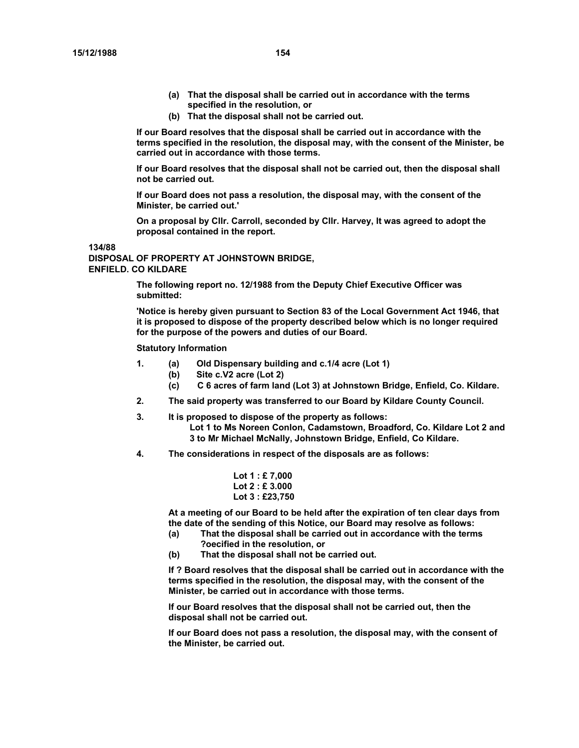**(a) That the disposal shall be carried out in accordance with the terms specified in the resolution, or**

**(b) That the disposal shall not be carried out.**

**If our Board resolves that the disposal shall be carried out in accordance with the terms specified in the resolution, the disposal may, with the consent of the Minister, be carried out in accordance with those terms.**

**If our Board resolves that the disposal shall not be carried out, then the disposal shall not be carried out.**

**If our Board does not pass a resolution, the disposal may, with the consent of the Minister, be carried out.'**

**On a proposal by Cllr. Carroll, seconded by Cllr. Harvey, It was agreed to adopt the proposal contained in the report.**

**134/88**

**DISPOSAL OF PROPERTY AT JOHNSTOWN BRIDGE, ENFIELD. CO KILDARE**

**The following report no. 12/1988 from the Deputy Chief Executive Officer was submitted:**

**'Notice is hereby given pursuant to Section 83 of the Local Government Act 1946, that it is proposed to dispose of the property described below which is no longer required for the purpose of the powers and duties of our Board.**

**Statutory Information**

**1.** **(a) Old Dispensary building and c.1/4 acre (Lot 1)**
**(b) Site c.V2 acre (Lot 2)**
**(c) C 6 acres of farm land (Lot 3) at Johnstown Bridge, Enfield, Co. Kildare.**

**2.** **The said property was transferred to our Board by Kildare County Council.**

**3.** **It is proposed to dispose of the property as follows:**
**Lot 1 to Ms Noreen Conlon, Cadamstown, Broadford, Co. Kildare Lot 2 and 3 to Mr Michael McNally, Johnstown Bridge, Enfield, Co Kildare.**

**4.** **The considerations in respect of the disposals are as follows:**

**Lot 1 : £ 7,000**
**Lot 2 : £ 3.000**
**Lot 3 : £23,750**

**At a meeting of our Board to be held after the expiration of ten clear days from the date of the sending of this Notice, our Board may resolve as follows:**

**(a) That the disposal shall be carried out in accordance with the terms ?oecified in the resolution, or**

**(b) That the disposal shall not be carried out.**

**If ? Board resolves that the disposal shall be carried out in accordance with the terms specified in the resolution, the disposal may, with the consent of the Minister, be carried out in accordance with those terms.**

**If our Board resolves that the disposal shall not be carried out, then the disposal shall not be carried out.**

**If our Board does not pass a resolution, the disposal may, with the consent of the Minister, be carried out.**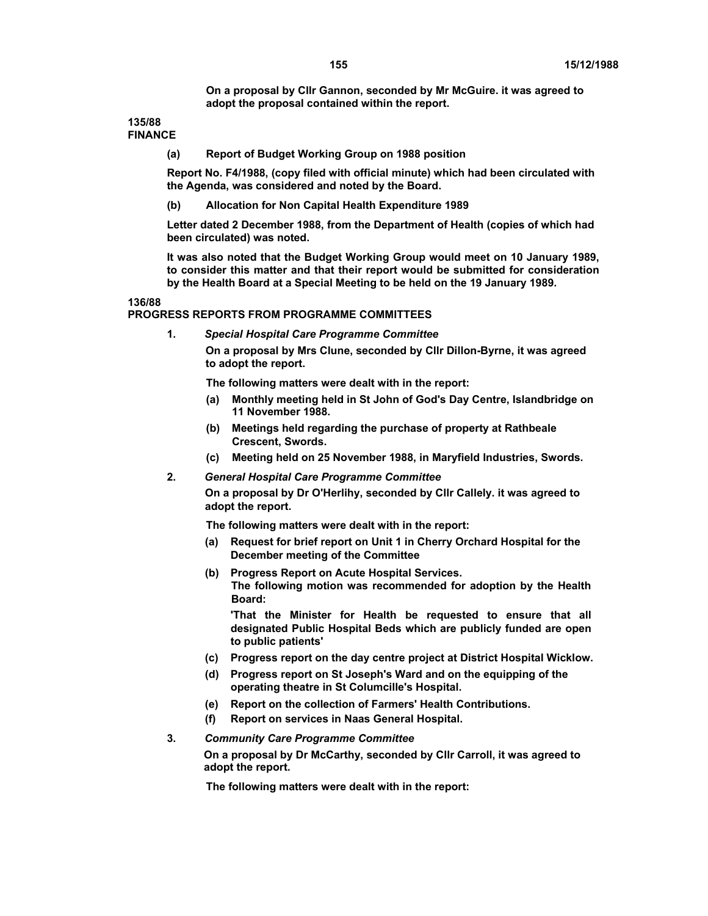On a proposal by Cllr Gannon, seconded by Mr McGuire. it was agreed to adopt the proposal contained within the report.

**135/88**
**FINANCE**

**(a) Report of Budget Working Group on 1988 position**

Report No. F4/1988, (copy filed with official minute) which had been circulated with the Agenda, was considered and noted by the Board.

**(b) Allocation for Non Capital Health Expenditure 1989**

Letter dated 2 December 1988, from the Department of Health (copies of which had been circulated) was noted.

It was also noted that the Budget Working Group would meet on 10 January 1989, to consider this matter and that their report would be submitted for consideration by the Health Board at a Special Meeting to be held on the 19 January 1989.

**136/88**
**PROGRESS REPORTS FROM PROGRAMME COMMITTEES**

1. ***Special Hospital Care Programme Committee***

   On a proposal by Mrs Clune, seconded by Cllr Dillon-Byrne, it was agreed to adopt the report.

   The following matters were dealt with in the report:

   (a) Monthly meeting held in St John of God's Day Centre, Islandbridge on 11 November 1988.
   (b) Meetings held regarding the purchase of property at Rathbeale Crescent, Swords.
   (c) Meeting held on 25 November 1988, in Maryfield Industries, Swords.

2. ***General Hospital Care Programme Committee***

   On a proposal by Dr O'Herlihy, seconded by Cllr Callely. it was agreed to adopt the report.

   The following matters were dealt with in the report:

   (a) Request for brief report on Unit 1 in Cherry Orchard Hospital for the December meeting of the Committee
   (b) Progress Report on Acute Hospital Services.
       The following motion was recommended for adoption by the Health Board:

       'That the Minister for Health be requested to ensure that all designated Public Hospital Beds which are publicly funded are open to public patients'
   (c) Progress report on the day centre project at District Hospital Wicklow.
   (d) Progress report on St Joseph's Ward and on the equipping of the operating theatre in St Columcille's Hospital.
   (e) Report on the collection of Farmers' Health Contributions.
   (f) Report on services in Naas General Hospital.

3. ***Community Care Programme Committee***

   On a proposal by Dr McCarthy, seconded by Cllr Carroll, it was agreed to adopt the report.

   The following matters were dealt with in the report: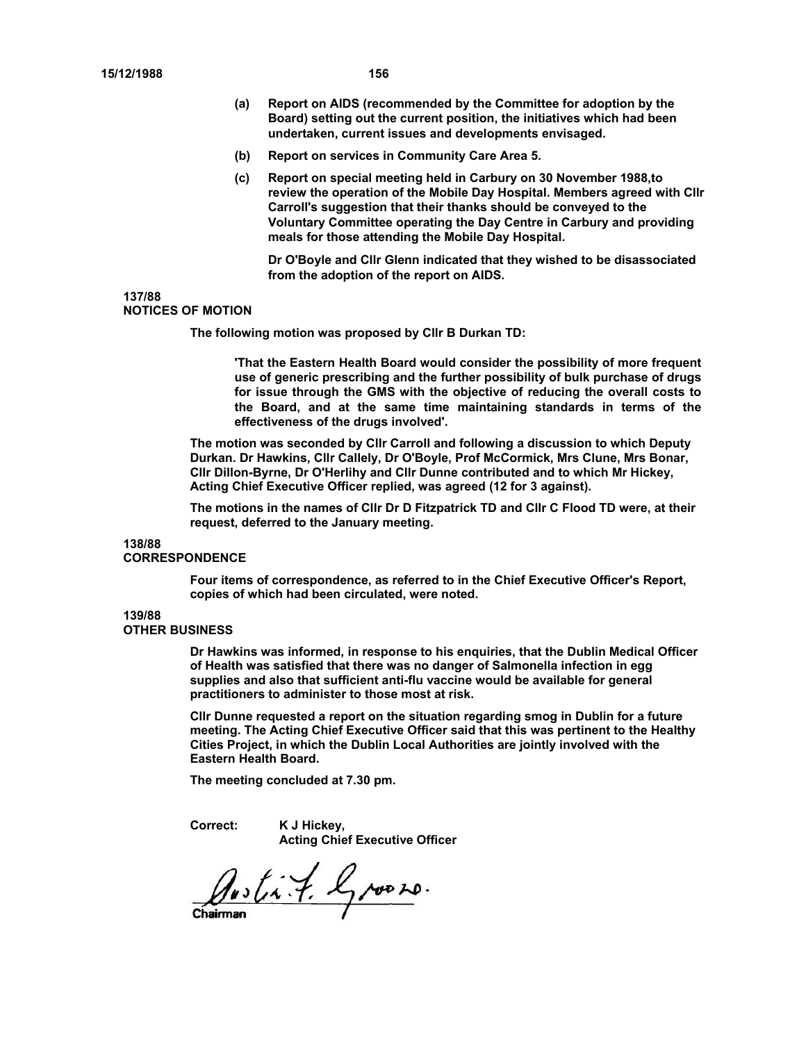(a) Report on AIDS (recommended by the Committee for adoption by the Board) setting out the current position, the initiatives which had been undertaken, current issues and developments envisaged.

(b) Report on services in Community Care Area 5.

(c) Report on special meeting held in Carbury on 30 November 1988,to review the operation of the Mobile Day Hospital. Members agreed with Cllr Carroll's suggestion that their thanks should be conveyed to the Voluntary Committee operating the Day Centre in Carbury and providing meals for those attending the Mobile Day Hospital.

Dr O'Boyle and Cllr Glenn indicated that they wished to be disassociated from the adoption of the report on AIDS.

**137/88**
**NOTICES OF MOTION**

The following motion was proposed by Cllr B Durkan TD:

> 'That the Eastern Health Board would consider the possibility of more frequent use of generic prescribing and the further possibility of bulk purchase of drugs for issue through the GMS with the objective of reducing the overall costs to the Board, and at the same time maintaining standards in terms of the effectiveness of the drugs involved'.

The motion was seconded by Cllr Carroll and following a discussion to which Deputy Durkan. Dr Hawkins, Cllr Callely, Dr O'Boyle, Prof McCormick, Mrs Clune, Mrs Bonar, Cllr Dillon-Byrne, Dr O'Herlihy and Cllr Dunne contributed and to which Mr Hickey, Acting Chief Executive Officer replied, was agreed (12 for 3 against).

The motions in the names of Cllr Dr D Fitzpatrick TD and Cllr C Flood TD were, at their request, deferred to the January meeting.

**138/88**
**CORRESPONDENCE**

Four items of correspondence, as referred to in the Chief Executive Officer's Report, copies of which had been circulated, were noted.

**139/88**
**OTHER BUSINESS**

Dr Hawkins was informed, in response to his enquiries, that the Dublin Medical Officer of Health was satisfied that there was no danger of Salmonella infection in egg supplies and also that sufficient anti-flu vaccine would be available for general practitioners to administer to those most at risk.

Cllr Dunne requested a report on the situation regarding smog in Dublin for a future meeting. The Acting Chief Executive Officer said that this was pertinent to the Healthy Cities Project, in which the Dublin Local Authorities are jointly involved with the Eastern Health Board.

The meeting concluded at 7.30 pm.

Correct: K J Hickey,
Acting Chief Executive Officer

Chairman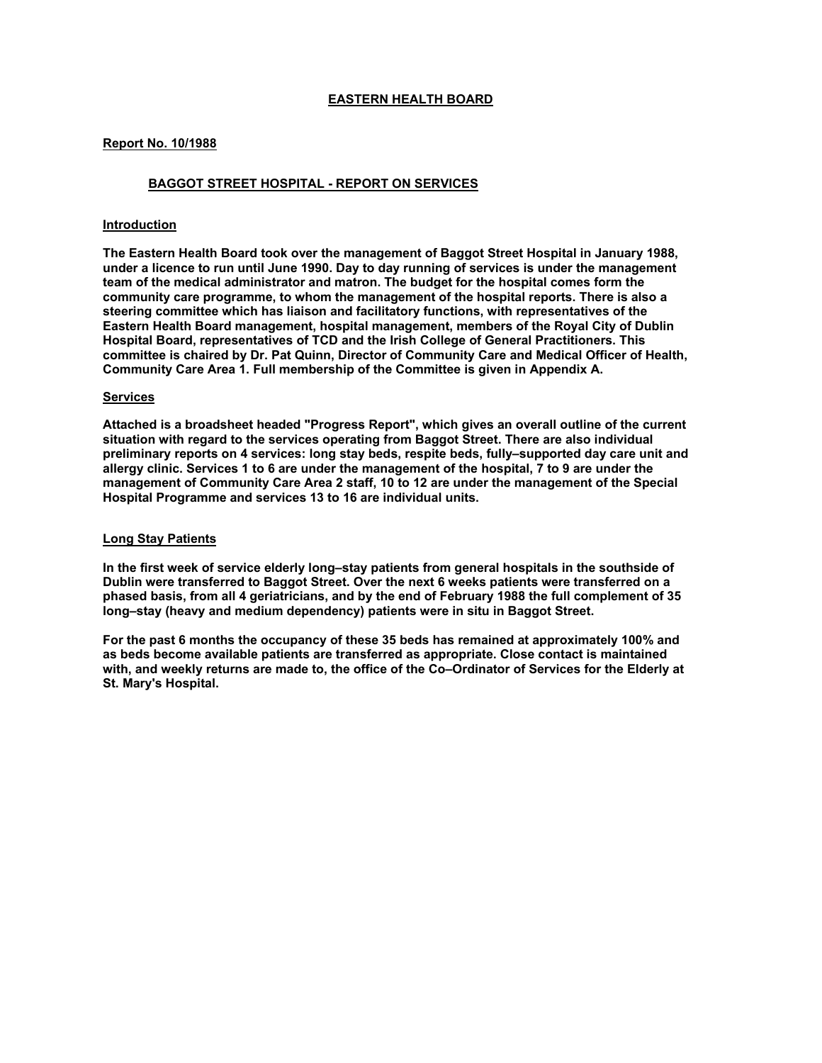# EASTERN HEALTH BOARD

**Report No. 10/1988**

## BAGGOT STREET HOSPITAL - REPORT ON SERVICES

### Introduction

**The Eastern Health Board took over the management of Baggot Street Hospital in January 1988, under a licence to run until June 1990. Day to day running of services is under the management team of the medical administrator and matron. The budget for the hospital comes form the community care programme, to whom the management of the hospital reports. There is also a steering committee which has liaison and facilitatory functions, with representatives of the Eastern Health Board management, hospital management, members of the Royal City of Dublin Hospital Board, representatives of TCD and the Irish College of General Practitioners. This committee is chaired by Dr. Pat Quinn, Director of Community Care and Medical Officer of Health, Community Care Area 1. Full membership of the Committee is given in Appendix A.**

### Services

**Attached is a broadsheet headed "Progress Report", which gives an overall outline of the current situation with regard to the services operating from Baggot Street. There are also individual preliminary reports on 4 services: long stay beds, respite beds, fully–supported day care unit and allergy clinic. Services 1 to 6 are under the management of the hospital, 7 to 9 are under the management of Community Care Area 2 staff, 10 to 12 are under the management of the Special Hospital Programme and services 13 to 16 are individual units.**

### Long Stay Patients

**In the first week of service elderly long–stay patients from general hospitals in the southside of Dublin were transferred to Baggot Street. Over the next 6 weeks patients were transferred on a phased basis, from all 4 geriatricians, and by the end of February 1988 the full complement of 35 long–stay (heavy and medium dependency) patients were in situ in Baggot Street.**

**For the past 6 months the occupancy of these 35 beds has remained at approximately 100% and as beds become available patients are transferred as appropriate. Close contact is maintained with, and weekly returns are made to, the office of the Co–Ordinator of Services for the Elderly at St. Mary's Hospital.**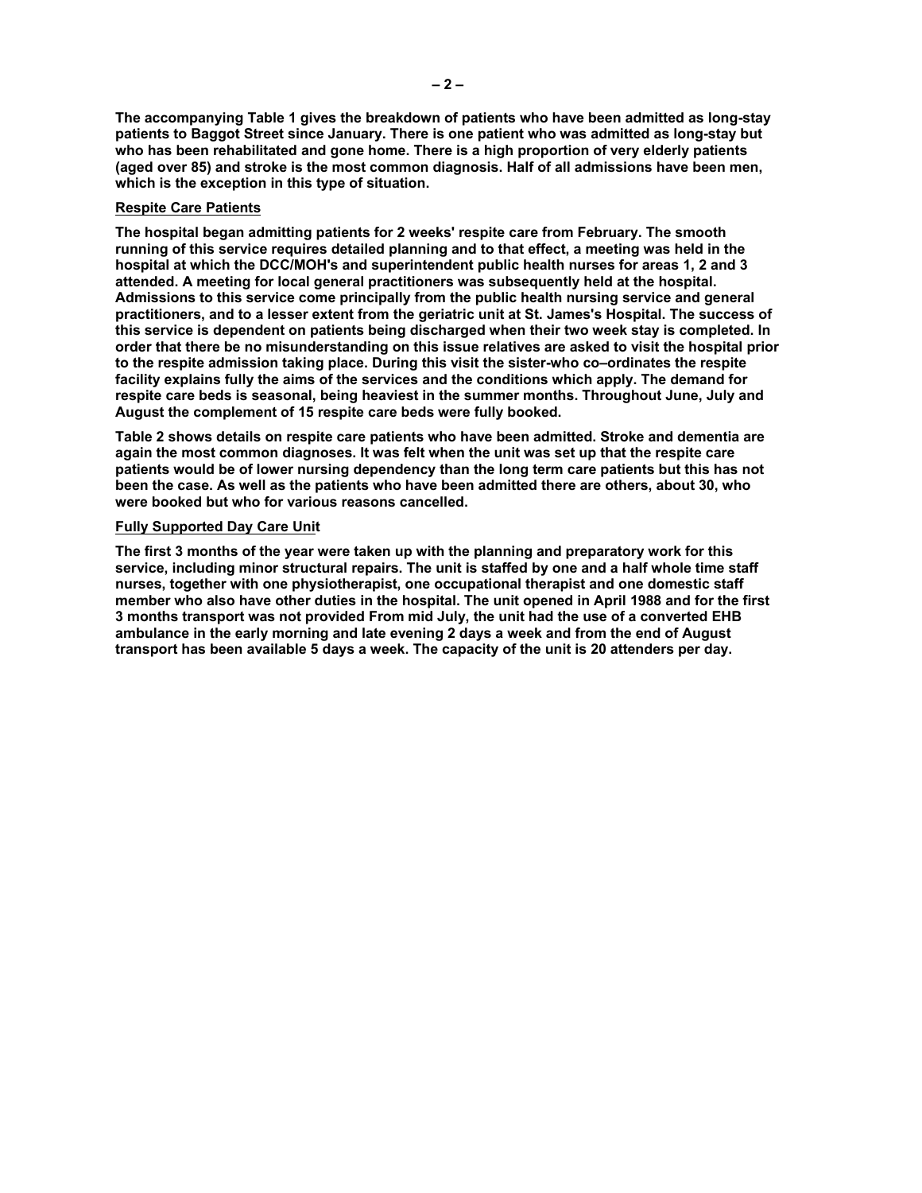**The accompanying Table 1 gives the breakdown of patients who have been admitted as long-stay patients to Baggot Street since January. There is one patient who was admitted as long-stay but who has been rehabilitated and gone home. There is a high proportion of very elderly patients (aged over 85) and stroke is the most common diagnosis. Half of all admissions have been men, which is the exception in this type of situation.**

**Respite Care Patients**

**The hospital began admitting patients for 2 weeks' respite care from February. The smooth running of this service requires detailed planning and to that effect, a meeting was held in the hospital at which the DCC/MOH's and superintendent public health nurses for areas 1, 2 and 3 attended. A meeting for local general practitioners was subsequently held at the hospital. Admissions to this service come principally from the public health nursing service and general practitioners, and to a lesser extent from the geriatric unit at St. James's Hospital. The success of this service is dependent on patients being discharged when their two week stay is completed. In order that there be no misunderstanding on this issue relatives are asked to visit the hospital prior to the respite admission taking place. During this visit the sister-who co–ordinates the respite facility explains fully the aims of the services and the conditions which apply. The demand for respite care beds is seasonal, being heaviest in the summer months. Throughout June, July and August the complement of 15 respite care beds were fully booked.**

**Table 2 shows details on respite care patients who have been admitted. Stroke and dementia are again the most common diagnoses. It was felt when the unit was set up that the respite care patients would be of lower nursing dependency than the long term care patients but this has not been the case. As well as the patients who have been admitted there are others, about 30, who were booked but who for various reasons cancelled.**

**Fully Supported Day Care Unit**

**The first 3 months of the year were taken up with the planning and preparatory work for this service, including minor structural repairs. The unit is staffed by one and a half whole time staff nurses, together with one physiotherapist, one occupational therapist and one domestic staff member who also have other duties in the hospital. The unit opened in April 1988 and for the first 3 months transport was not provided From mid July, the unit had the use of a converted EHB ambulance in the early morning and late evening 2 days a week and from the end of August transport has been available 5 days a week. The capacity of the unit is 20 attenders per day.**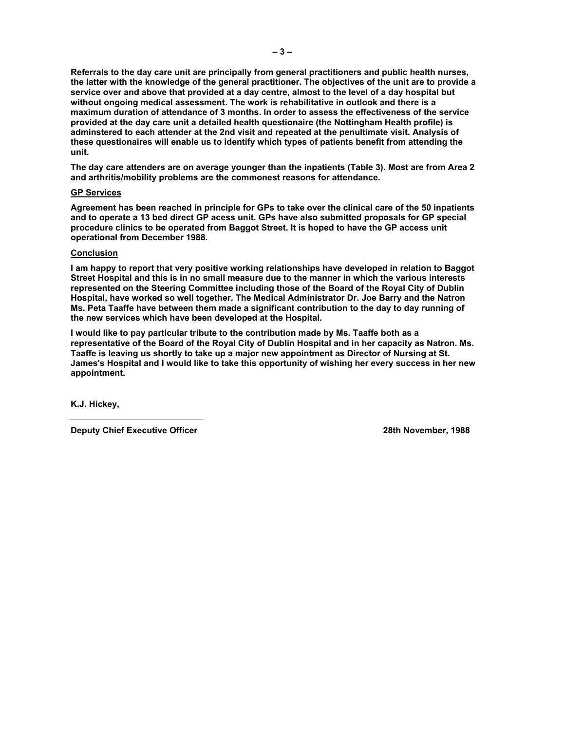**Referrals to the day care unit are principally from general practitioners and public health nurses, the latter with the knowledge of the general practitioner. The objectives of the unit are to provide a service over and above that provided at a day centre, almost to the level of a day hospital but without ongoing medical assessment. The work is rehabilitative in outlook and there is a maximum duration of attendance of 3 months. In order to assess the effectiveness of the service provided at the day care unit a detailed health questionaire (the Nottingham Health profile) is adminstered to each attender at the 2nd visit and repeated at the penultimate visit. Analysis of these questionaires will enable us to identify which types of patients benefit from attending the unit.**

**The day care attenders are on average younger than the inpatients (Table 3). Most are from Area 2 and arthritis/mobility problems are the commonest reasons for attendance.**

**<u>GP Services</u>**

**Agreement has been reached in principle for GPs to take over the clinical care of the 50 inpatients and to operate a 13 bed direct GP acess unit. GPs have also submitted proposals for GP special procedure clinics to be operated from Baggot Street. It is hoped to have the GP access unit operational from December 1988.**

**<u>Conclusion</u>**

**I am happy to report that very positive working relationships have developed in relation to Baggot Street Hospital and this is in no small measure due to the manner in which the various interests represented on the Steering Committee including those of the Board of the Royal City of Dublin Hospital, have worked so well together. The Medical Administrator Dr. Joe Barry and the Natron Ms. Peta Taaffe have between them made a significant contribution to the day to day running of the new services which have been developed at the Hospital.**

**I would like to pay particular tribute to the contribution made by Ms. Taaffe both as a representative of the Board of the Royal City of Dublin Hospital and in her capacity as Natron. Ms. Taaffe is leaving us shortly to take up a major new appointment as Director of Nursing at St. James's Hospital and I would like to take this opportunity of wishing her every success in her new appointment.**

**K.J. Hickey,**

**Deputy Chief Executive Officer** **28th November, 1988**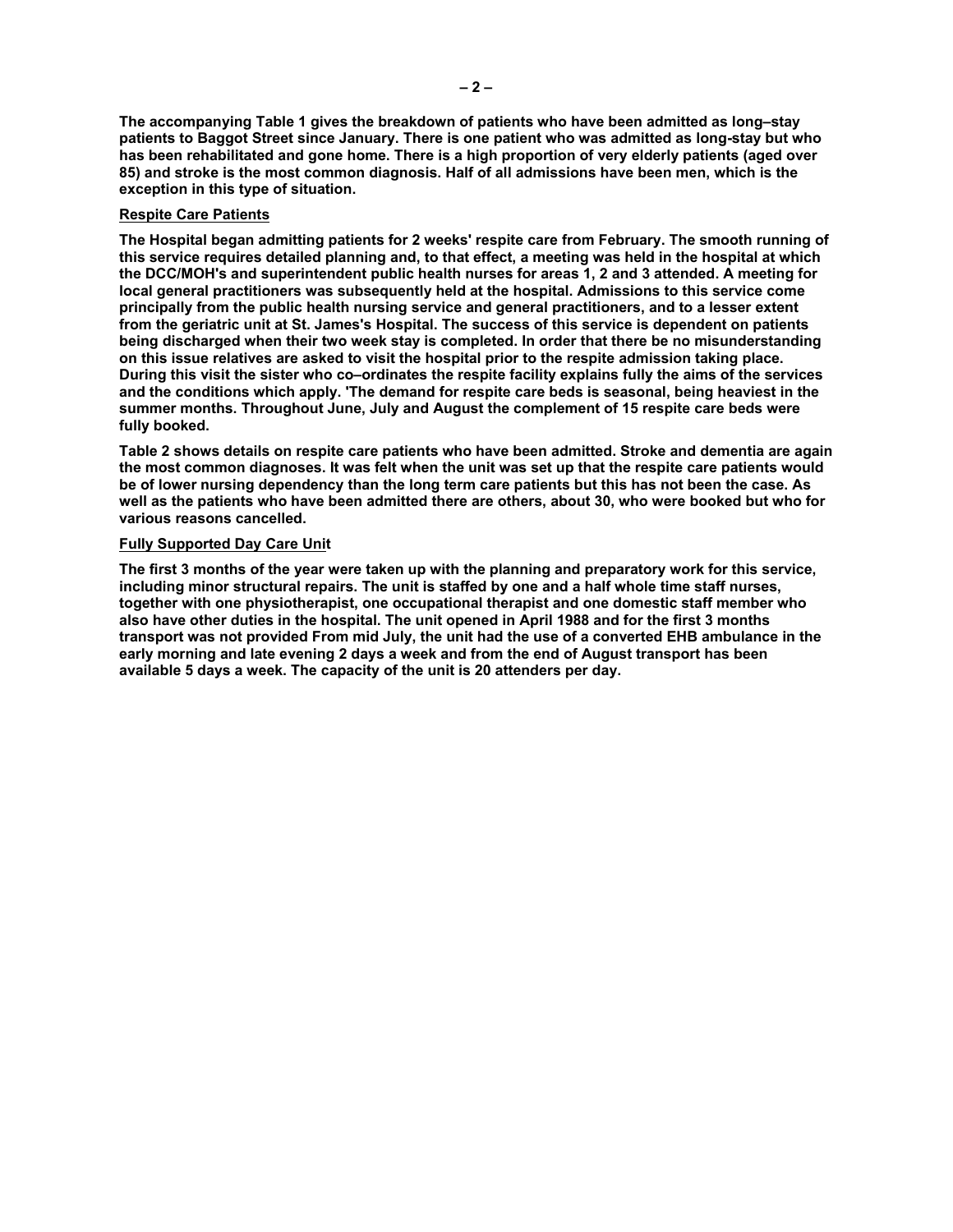**The accompanying Table 1 gives the breakdown of patients who have been admitted as long–stay patients to Baggot Street since January. There is one patient who was admitted as long-stay but who has been rehabilitated and gone home. There is a high proportion of very elderly patients (aged over 85) and stroke is the most common diagnosis. Half of all admissions have been men, which is the exception in this type of situation.**

**<u>Respite Care Patients</u>**

**The Hospital began admitting patients for 2 weeks' respite care from February. The smooth running of this service requires detailed planning and, to that effect, a meeting was held in the hospital at which the DCC/MOH's and superintendent public health nurses for areas 1, 2 and 3 attended. A meeting for local general practitioners was subsequently held at the hospital. Admissions to this service come principally from the public health nursing service and general practitioners, and to a lesser extent from the geriatric unit at St. James's Hospital. The success of this service is dependent on patients being discharged when their two week stay is completed. In order that there be no misunderstanding on this issue relatives are asked to visit the hospital prior to the respite admission taking place. During this visit the sister who co–ordinates the respite facility explains fully the aims of the services and the conditions which apply. 'The demand for respite care beds is seasonal, being heaviest in the summer months. Throughout June, July and August the complement of 15 respite care beds were fully booked.**

**Table 2 shows details on respite care patients who have been admitted. Stroke and dementia are again the most common diagnoses. It was felt when the unit was set up that the respite care patients would be of lower nursing dependency than the long term care patients but this has not been the case. As well as the patients who have been admitted there are others, about 30, who were booked but who for various reasons cancelled.**

**<u>Fully Supported Day Care Unit</u>**

**The first 3 months of the year were taken up with the planning and preparatory work for this service, including minor structural repairs. The unit is staffed by one and a half whole time staff nurses, together with one physiotherapist, one occupational therapist and one domestic staff member who also have other duties in the hospital. The unit opened in April 1988 and for the first 3 months transport was not provided From mid July, the unit had the use of a converted EHB ambulance in the early morning and late evening 2 days a week and from the end of August transport has been available 5 days a week. The capacity of the unit is 20 attenders per day.**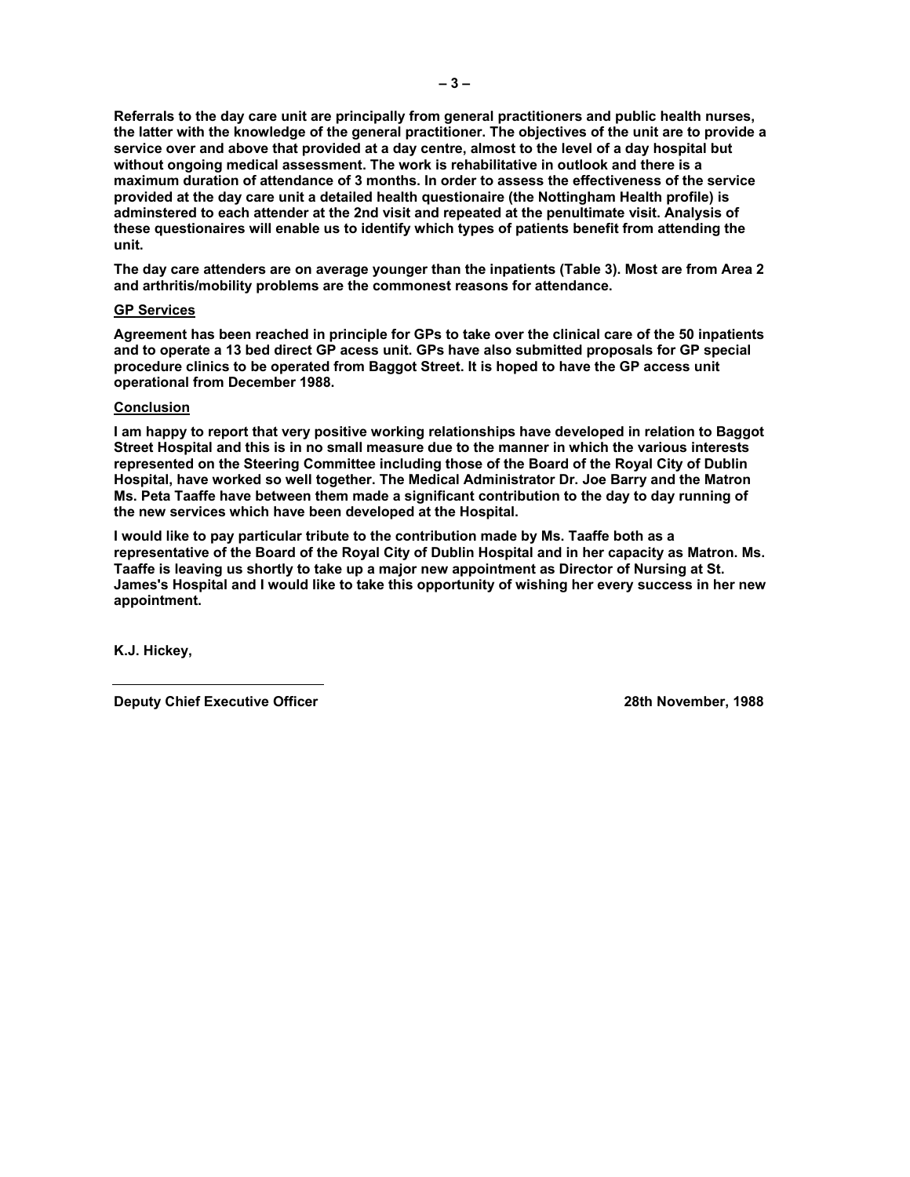**Referrals to the day care unit are principally from general practitioners and public health nurses, the latter with the knowledge of the general practitioner. The objectives of the unit are to provide a service over and above that provided at a day centre, almost to the level of a day hospital but without ongoing medical assessment. The work is rehabilitative in outlook and there is a maximum duration of attendance of 3 months. In order to assess the effectiveness of the service provided at the day care unit a detailed health questionaire (the Nottingham Health profile) is adminstered to each attender at the 2nd visit and repeated at the penultimate visit. Analysis of these questionaires will enable us to identify which types of patients benefit from attending the unit.**

**The day care attenders are on average younger than the inpatients (Table 3). Most are from Area 2 and arthritis/mobility problems are the commonest reasons for attendance.**

**<u>GP Services</u>**

**Agreement has been reached in principle for GPs to take over the clinical care of the 50 inpatients and to operate a 13 bed direct GP acess unit. GPs have also submitted proposals for GP special procedure clinics to be operated from Baggot Street. It is hoped to have the GP access unit operational from December 1988.**

**<u>Conclusion</u>**

**I am happy to report that very positive working relationships have developed in relation to Baggot Street Hospital and this is in no small measure due to the manner in which the various interests represented on the Steering Committee including those of the Board of the Royal City of Dublin Hospital, have worked so well together. The Medical Administrator Dr. Joe Barry and the Matron Ms. Peta Taaffe have between them made a significant contribution to the day to day running of the new services which have been developed at the Hospital.**

**I would like to pay particular tribute to the contribution made by Ms. Taaffe both as a representative of the Board of the Royal City of Dublin Hospital and in her capacity as Matron. Ms. Taaffe is leaving us shortly to take up a major new appointment as Director of Nursing at St. James's Hospital and I would like to take this opportunity of wishing her every success in her new appointment.**

**K.J. Hickey,**

**Deputy Chief Executive Officer** **28th November, 1988**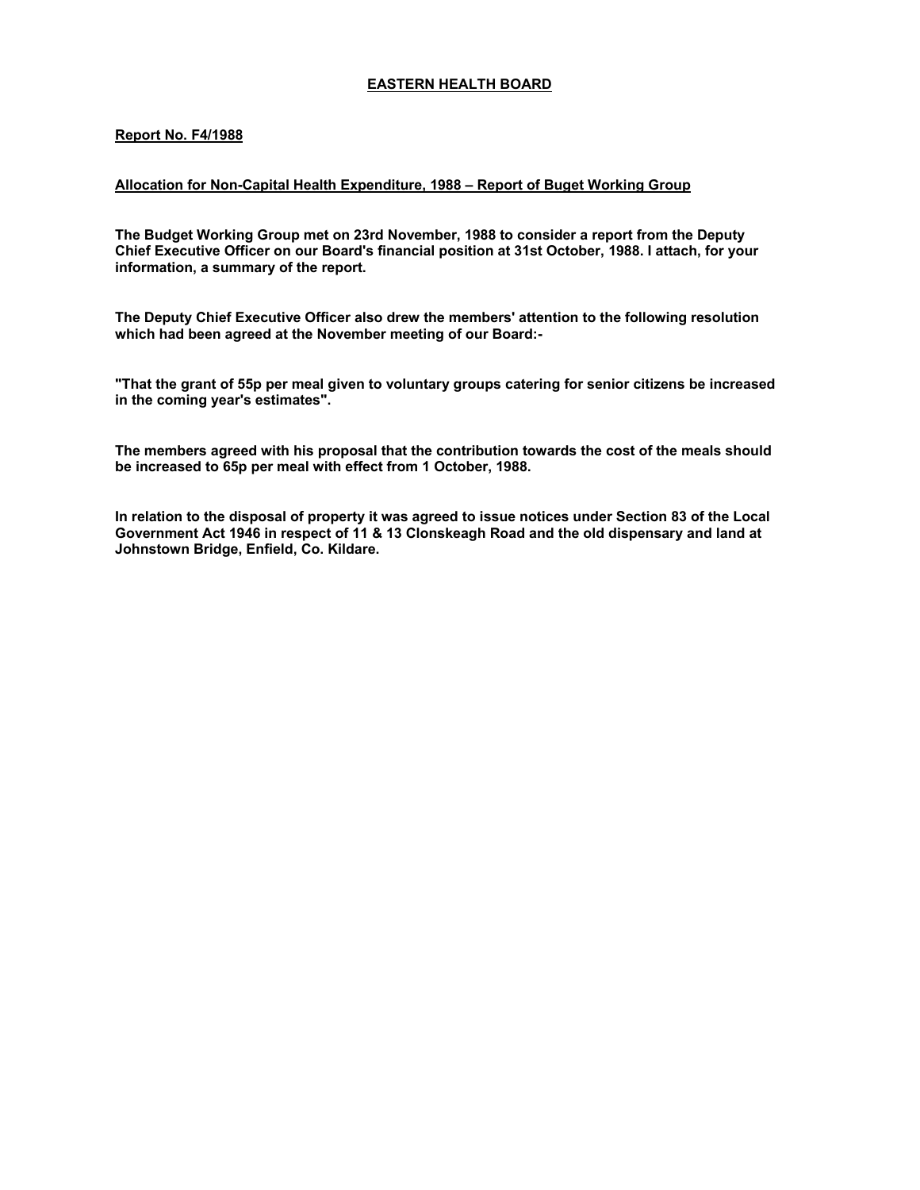# EASTERN HEALTH BOARD

**Report No. F4/1988**

**Allocation for Non-Capital Health Expenditure, 1988 – Report of Buget Working Group**

**The Budget Working Group met on 23rd November, 1988 to consider a report from the Deputy Chief Executive Officer on our Board's financial position at 31st October, 1988. I attach, for your information, a summary of the report.**

**The Deputy Chief Executive Officer also drew the members' attention to the following resolution which had been agreed at the November meeting of our Board:-**

**"That the grant of 55p per meal given to voluntary groups catering for senior citizens be increased in the coming year's estimates".**

**The members agreed with his proposal that the contribution towards the cost of the meals should be increased to 65p per meal with effect from 1 October, 1988.**

**In relation to the disposal of property it was agreed to issue notices under Section 83 of the Local Government Act 1946 in respect of 11 & 13 Clonskeagh Road and the old dispensary and land at Johnstown Bridge, Enfield, Co. Kildare.**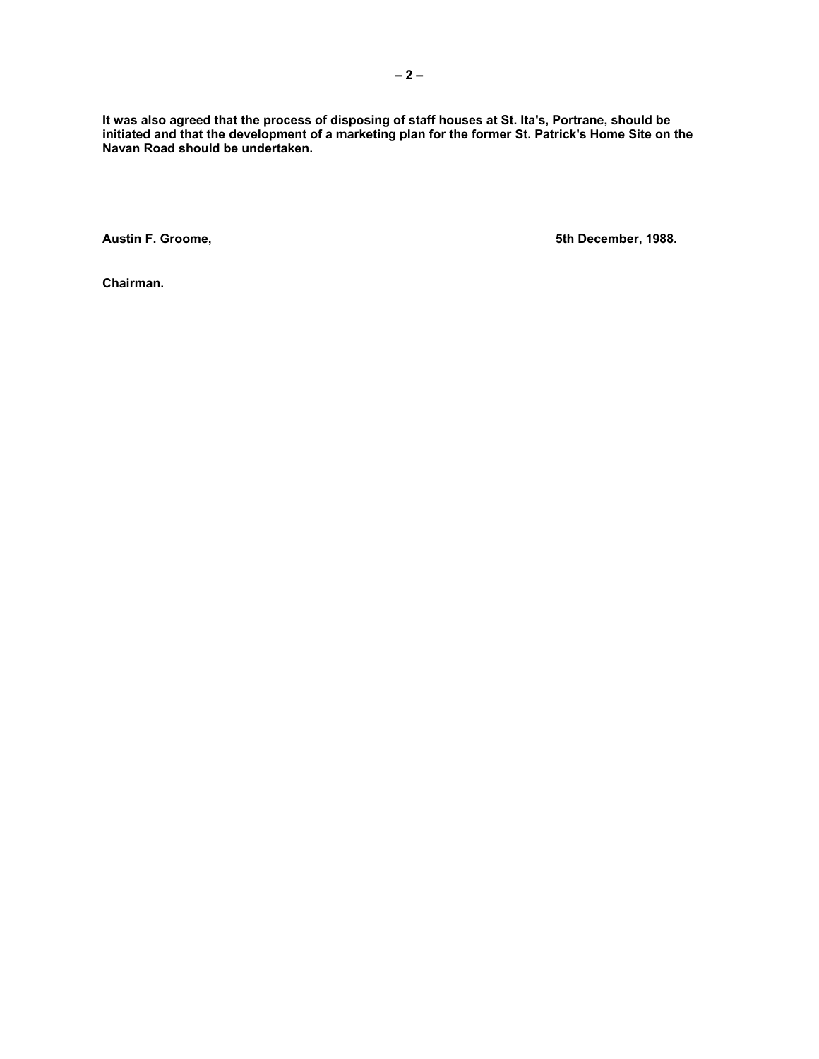**It was also agreed that the process of disposing of staff houses at St. Ita's, Portrane, should be initiated and that the development of a marketing plan for the former St. Patrick's Home Site on the Navan Road should be undertaken.**

**Austin F. Groome,** **5th December, 1988.**

**Chairman.**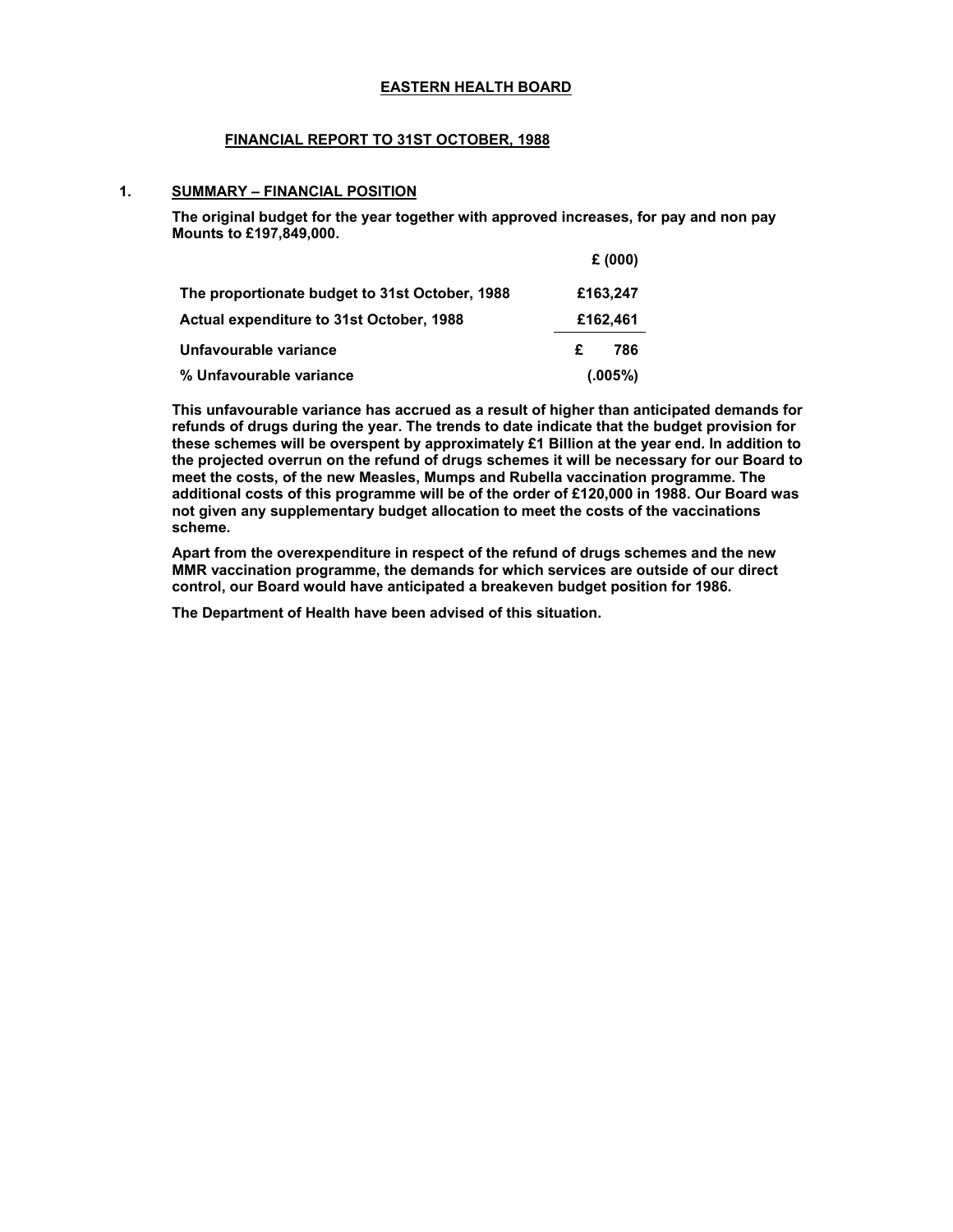# EASTERN HEALTH BOARD

## FINANCIAL REPORT TO 31ST OCTOBER, 1988

### 1. SUMMARY – FINANCIAL POSITION

**The original budget for the year together with approved increases, for pay and non pay Mounts to £197,849,000.**

| | £ (000) |
|---|---|
| The proportionate budget to 31st October, 1988 | £163,247 |
| Actual expenditure to 31st October, 1988 | £162,461 |
| Unfavourable variance | £ 786 |
| % Unfavourable variance | (.005%) |

**This unfavourable variance has accrued as a result of higher than anticipated demands for refunds of drugs during the year. The trends to date indicate that the budget provision for these schemes will be overspent by approximately £1 Billion at the year end. In addition to the projected overrun on the refund of drugs schemes it will be necessary for our Board to meet the costs, of the new Measles, Mumps and Rubella vaccination programme. The additional costs of this programme will be of the order of £120,000 in 1988. Our Board was not given any supplementary budget allocation to meet the costs of the vaccinations scheme.**

**Apart from the overexpenditure in respect of the refund of drugs schemes and the new MMR vaccination programme, the demands for which services are outside of our direct control, our Board would have anticipated a breakeven budget position for 1986.**

**The Department of Health have been advised of this situation.**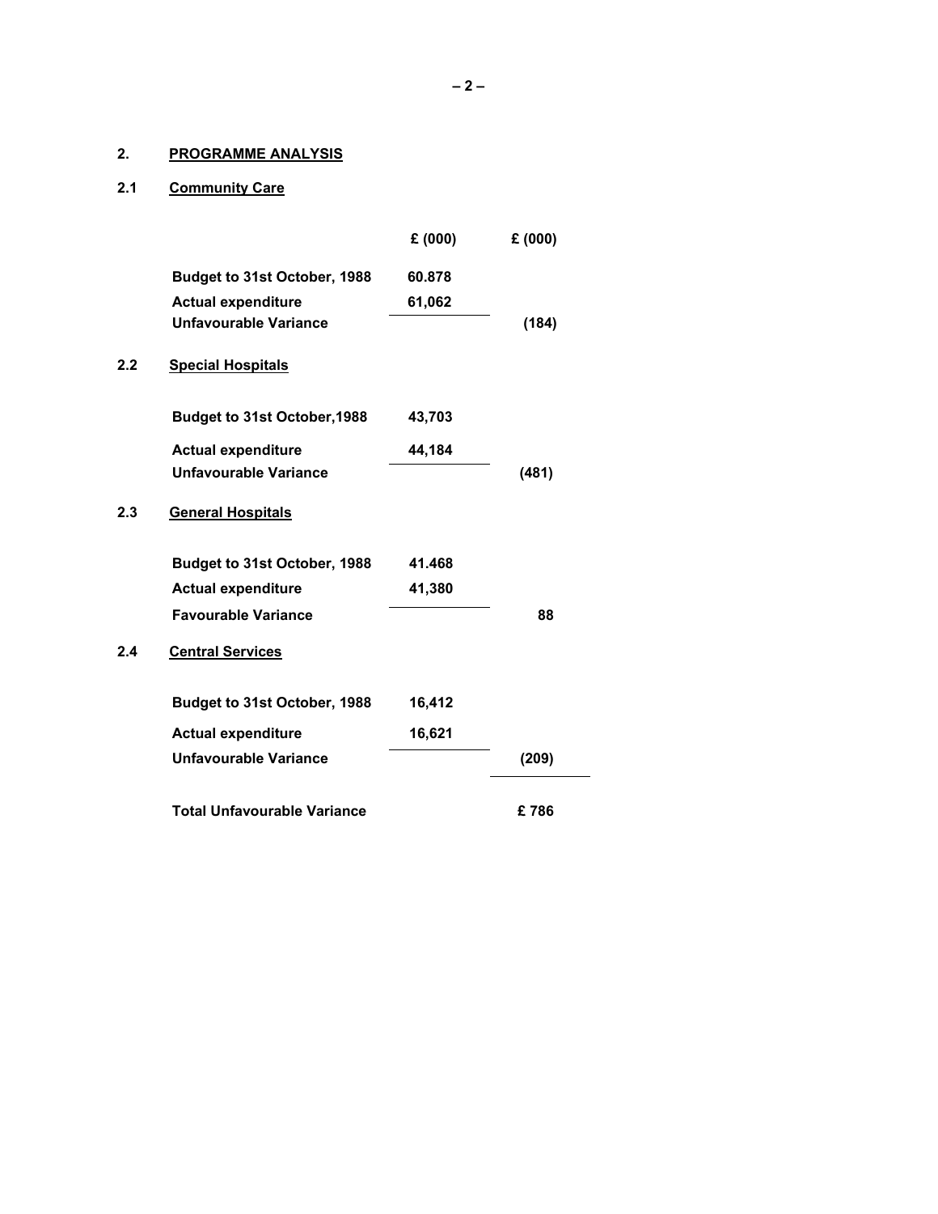## 2. PROGRAMME ANALYSIS

### 2.1 Community Care

| | £ (000) | £ (000) |
|---|---|---|
| **Budget to 31st October, 1988** | **60.878** | |
| **Actual expenditure** | **61,062** | |
| **Unfavourable Variance** | | **(184)** |

### 2.2 Special Hospitals

| | £ (000) | £ (000) |
|---|---|---|
| **Budget to 31st October,1988** | **43,703** | |
| **Actual expenditure** | **44,184** | |
| **Unfavourable Variance** | | **(481)** |

### 2.3 General Hospitals

| | £ (000) | £ (000) |
|---|---|---|
| **Budget to 31st October, 1988** | **41.468** | |
| **Actual expenditure** | **41,380** | |
| **Favourable Variance** | | **88** |

### 2.4 Central Services

| | £ (000) | £ (000) |
|---|---|---|
| **Budget to 31st October, 1988** | **16,412** | |
| **Actual expenditure** | **16,621** | |
| **Unfavourable Variance** | | **(209)** |
| **Total Unfavourable Variance** | | **£ 786** |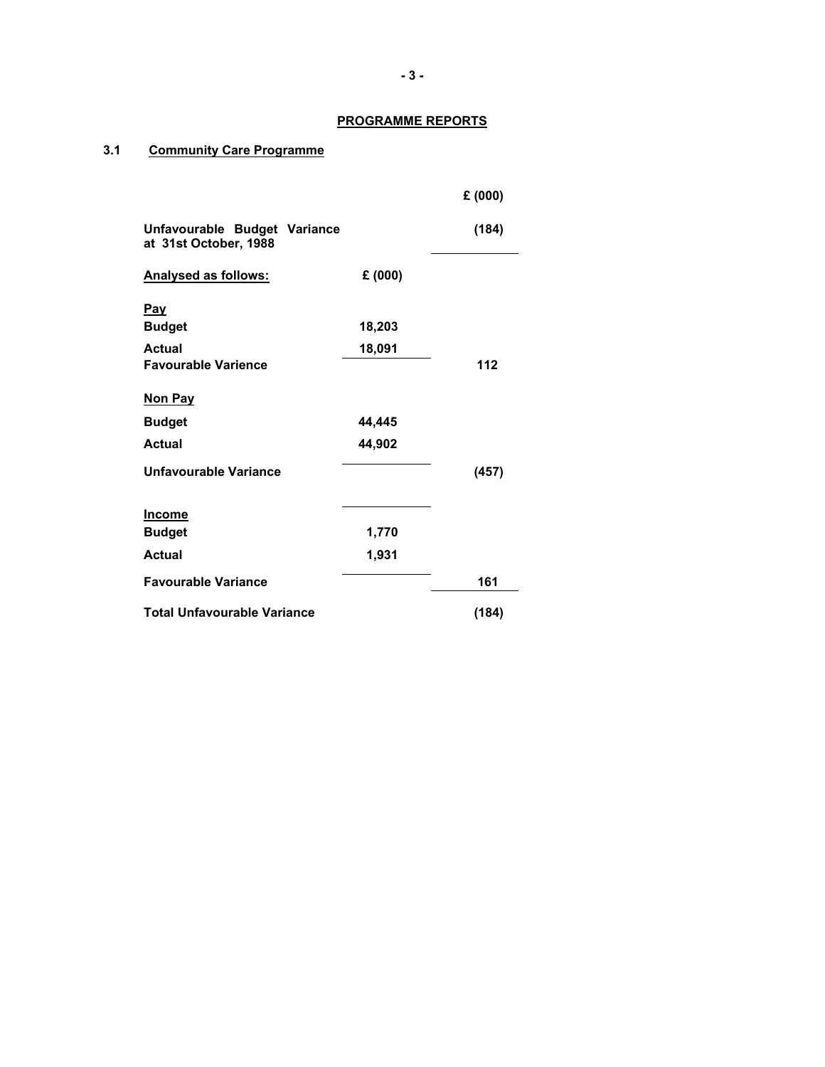## PROGRAMME REPORTS

### 3.1 Community Care Programme

| | | £ (000) |
|---|---|---|
| **Unfavourable Budget Variance at 31st October, 1988** | | **(184)** |
| **Analysed as follows:** | **£ (000)** | |
| **Pay** | | |
| **Budget** | **18,203** | |
| **Actual** | **18,091** | |
| **Favourable Varience** | | **112** |
| **Non Pay** | | |
| **Budget** | **44,445** | |
| **Actual** | **44,902** | |
| **Unfavourable Variance** | | **(457)** |
| **Income** | | |
| **Budget** | **1,770** | |
| **Actual** | **1,931** | |
| **Favourable Variance** | | **161** |
| **Total Unfavourable Variance** | | **(184)** |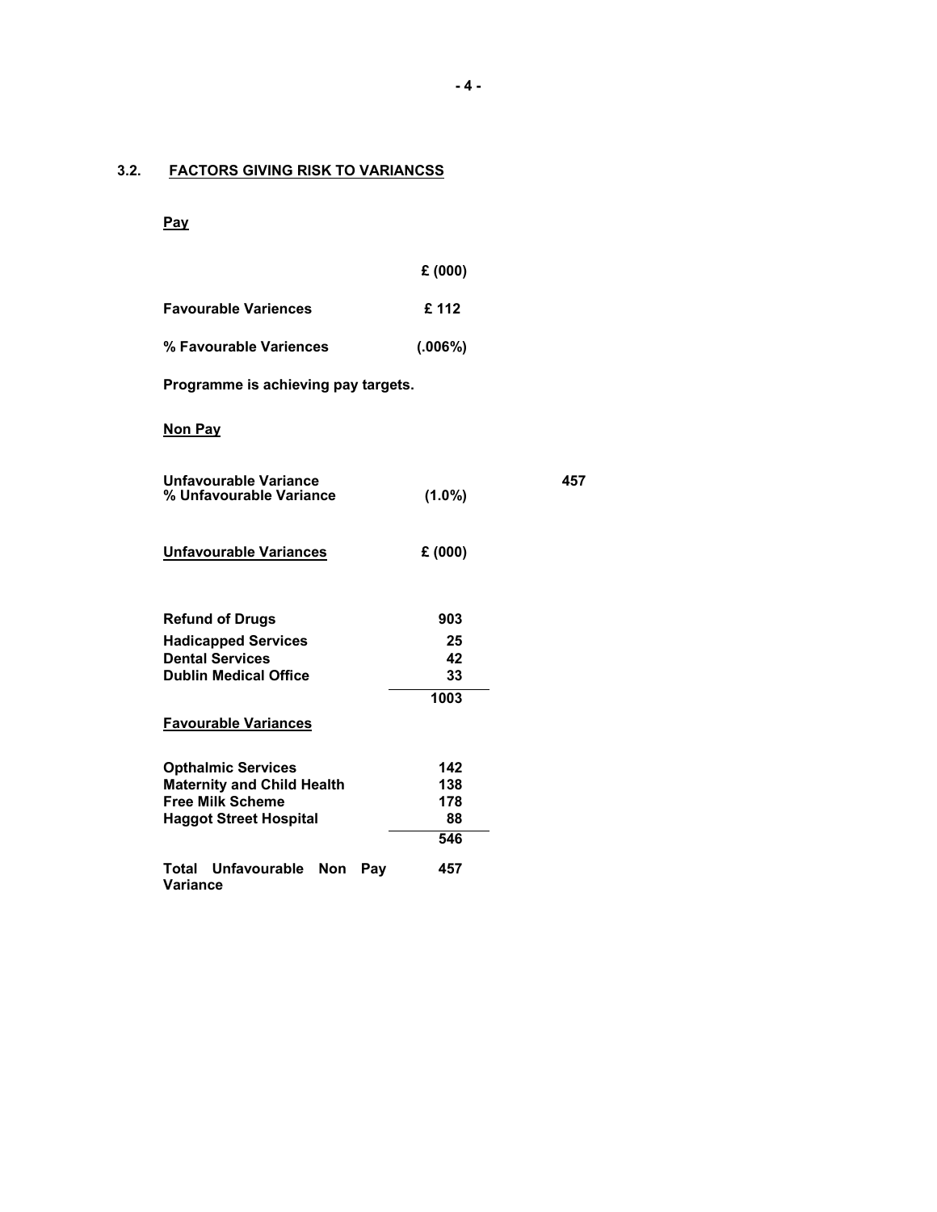## 3.2. FACTORS GIVING RISK TO VARIANCSS

**Pay**

| | £ (000) |
|---|---|
| **Favourable Variences** | **£ 112** |
| **% Favourable Variences** | **(.006%)** |

**Programme is achieving pay targets.**

**Non Pay**

| | | |
|---|---|---|
| **Unfavourable Variance** | | **457** |
| **% Unfavourable Variance** | **(1.0%)** | |

| **Unfavourable Variances** | **£ (000)** |
|---|---|
| **Refund of Drugs** | **903** |
| **Hadicapped Services** | **25** |
| **Dental Services** | **42** |
| **Dublin Medical Office** | **33** |
| | **1003** |

**Favourable Variances**

| | |
|---|---|
| **Opthalmic Services** | **142** |
| **Maternity and Child Health** | **138** |
| **Free Milk Scheme** | **178** |
| **Haggot Street Hospital** | **88** |
| | **546** |
| **Total Unfavourable Non Pay Variance** | **457** |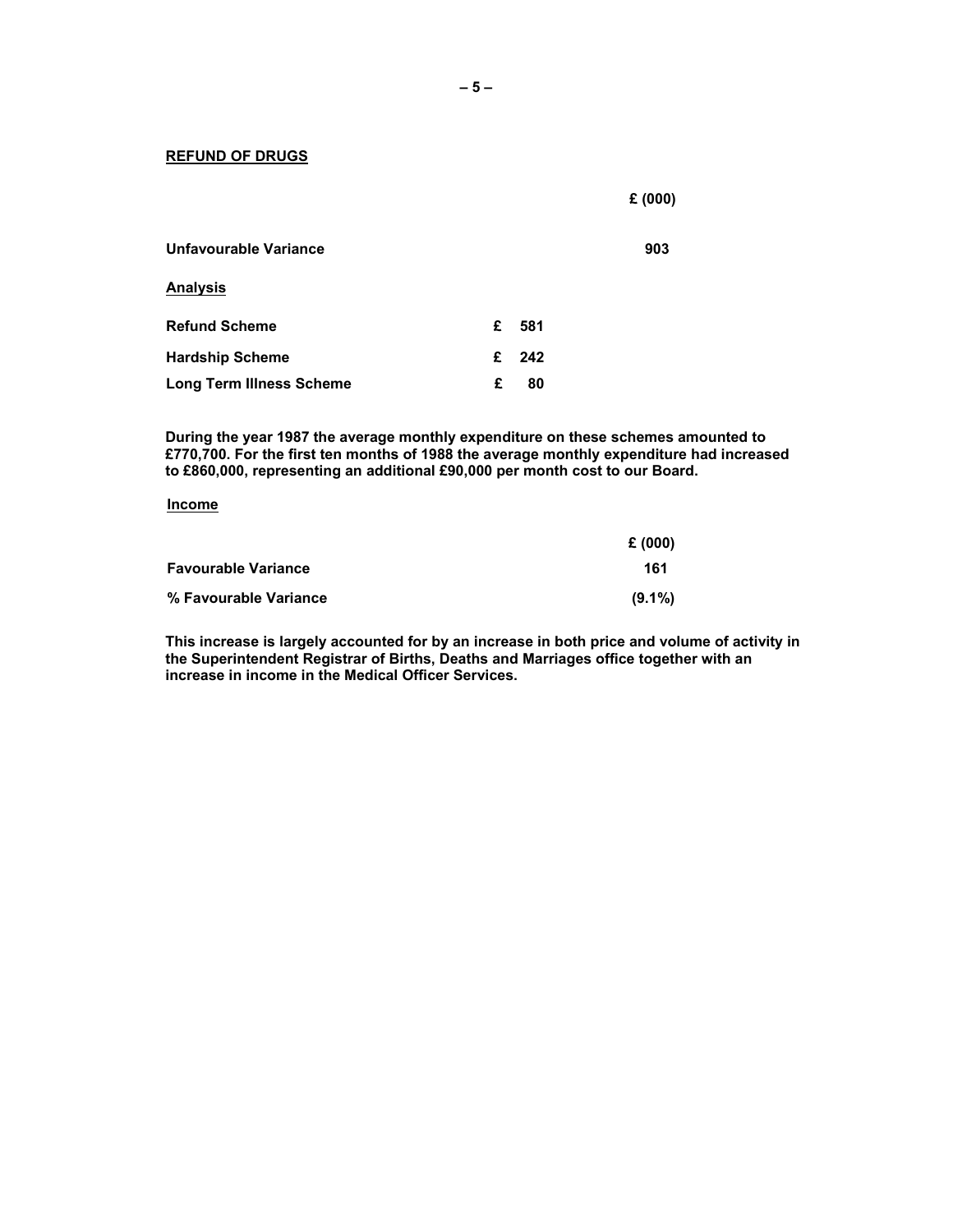**REFUND OF DRUGS**

| | | £ (000) |
|---|---|---|
| **Unfavourable Variance** | | **903** |
| **Analysis** | | |
| **Refund Scheme** | **£ 581** | |
| **Hardship Scheme** | **£ 242** | |
| **Long Term Illness Scheme** | **£ 80** | |

**During the year 1987 the average monthly expenditure on these schemes amounted to £770,700. For the first ten months of 1988 the average monthly expenditure had increased to £860,000, representing an additional £90,000 per month cost to our Board.**

**Income**

| | £ (000) |
|---|---|
| **Favourable Variance** | **161** |
| **% Favourable Variance** | **(9.1%)** |

**This increase is largely accounted for by an increase in both price and volume of activity in the Superintendent Registrar of Births, Deaths and Marriages office together with an increase in income in the Medical Officer Services.**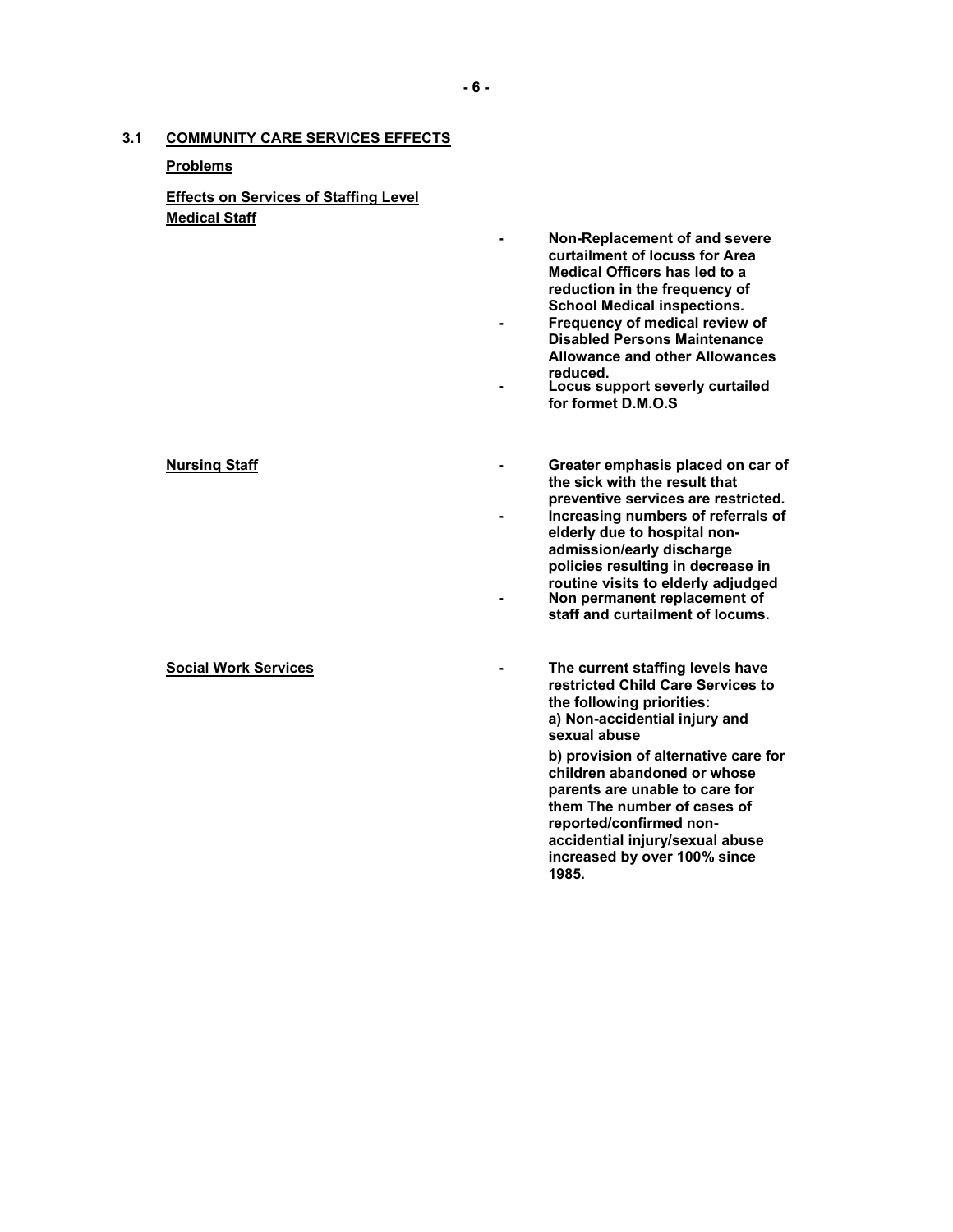## 3.1 COMMUNITY CARE SERVICES EFFECTS

**Problems**

**Effects on Services of Staffing Level**

**Medical Staff**

- **Non-Replacement of and severe curtailment of locuss for Area Medical Officers has led to a reduction in the frequency of School Medical inspections.**
- **Frequency of medical review of Disabled Persons Maintenance Allowance and other Allowances reduced.**
- **Locus support severly curtailed for formet D.M.O.S**

**Nursing Staff**

- **Greater emphasis placed on car of the sick with the result that preventive services are restricted.**
- **Increasing numbers of referrals of elderly due to hospital non-admission/early discharge policies resulting in decrease in routine visits to elderly adjudged**
- **Non permanent replacement of staff and curtailment of locums.**

**Social Work Services**

- **The current staffing levels have restricted Child Care Services to the following priorities:**
  **a) Non-accidental injury and sexual abuse**

  **b) provision of alternative care for children abandoned or whose parents are unable to care for them The number of cases of reported/confirmed non-accidental injury/sexual abuse increased by over 100% since 1985.**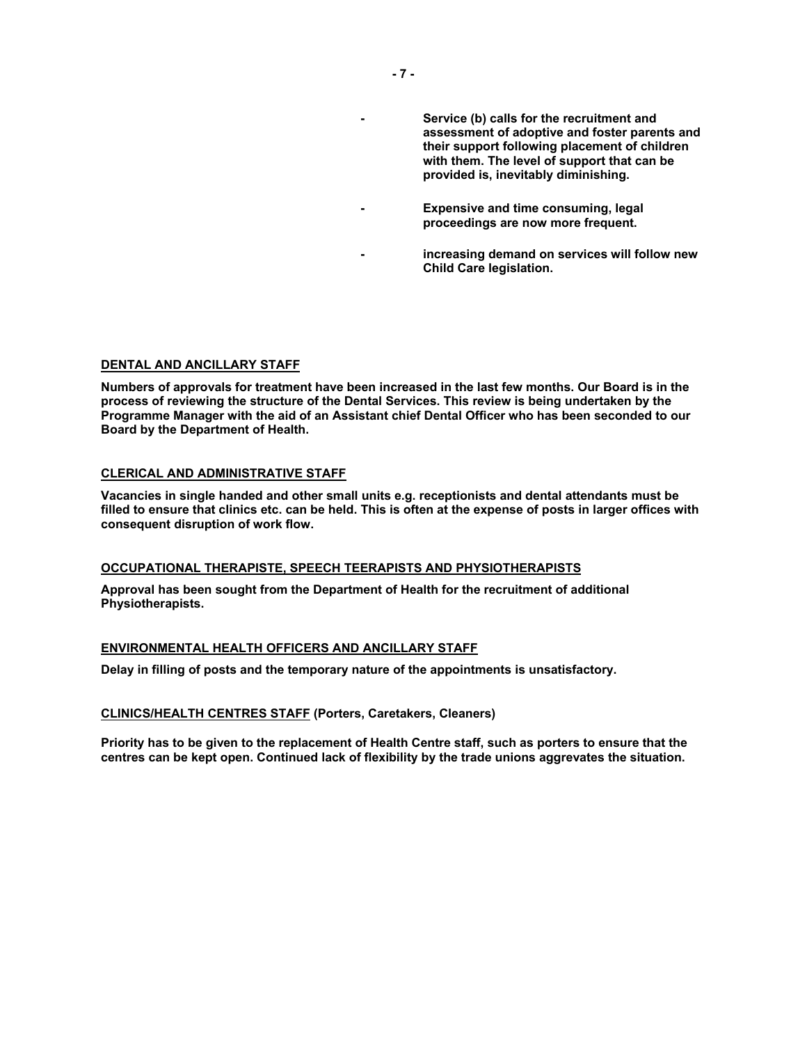- Service (b) calls for the recruitment and assessment of adoptive and foster parents and their support following placement of children with them. The level of support that can be provided is, inevitably diminishing.

- Expensive and time consuming, legal proceedings are now more frequent.

- increasing demand on services will follow new Child Care legislation.

**DENTAL AND ANCILLARY STAFF**

**Numbers of approvals for treatment have been increased in the last few months. Our Board is in the process of reviewing the structure of the Dental Services. This review is being undertaken by the Programme Manager with the aid of an Assistant chief Dental Officer who has been seconded to our Board by the Department of Health.**

**CLERICAL AND ADMINISTRATIVE STAFF**

**Vacancies in single handed and other small units e.g. receptionists and dental attendants must be filled to ensure that clinics etc. can be held. This is often at the expense of posts in larger offices with consequent disruption of work flow.**

**OCCUPATIONAL THERAPISTE, SPEECH TEERAPISTS AND PHYSIOTHERAPISTS**

**Approval has been sought from the Department of Health for the recruitment of additional Physiotherapists.**

**ENVIRONMENTAL HEALTH OFFICERS AND ANCILLARY STAFF**

**Delay in filling of posts and the temporary nature of the appointments is unsatisfactory.**

**CLINICS/HEALTH CENTRES STAFF (Porters, Caretakers, Cleaners)**

**Priority has to be given to the replacement of Health Centre staff, such as porters to ensure that the centres can be kept open. Continued lack of flexibility by the trade unions aggrevates the situation.**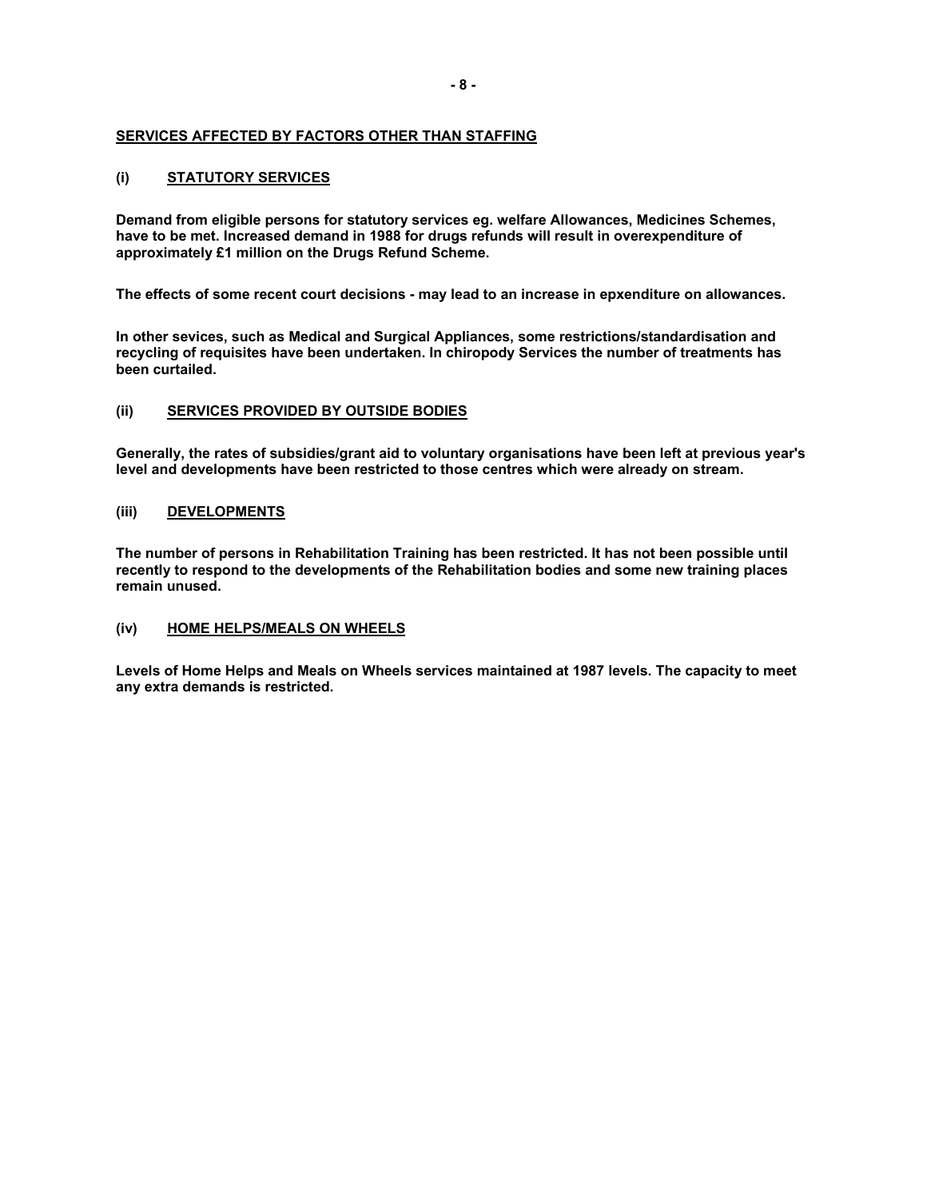## SERVICES AFFECTED BY FACTORS OTHER THAN STAFFING

### (i) STATUTORY SERVICES

**Demand from eligible persons for statutory services eg. welfare Allowances, Medicines Schemes, have to be met. Increased demand in 1988 for drugs refunds will result in overexpenditure of approximately £1 million on the Drugs Refund Scheme.**

**The effects of some recent court decisions - may lead to an increase in epxenditure on allowances.**

**In other sevices, such as Medical and Surgical Appliances, some restrictions/standardisation and recycling of requisites have been undertaken. In chiropody Services the number of treatments has been curtailed.**

### (ii) SERVICES PROVIDED BY OUTSIDE BODIES

**Generally, the rates of subsidies/grant aid to voluntary organisations have been left at previous year's level and developments have been restricted to those centres which were already on stream.**

### (iii) DEVELOPMENTS

**The number of persons in Rehabilitation Training has been restricted. It has not been possible until recently to respond to the developments of the Rehabilitation bodies and some new training places remain unused.**

### (iv) HOME HELPS/MEALS ON WHEELS

**Levels of Home Helps and Meals on Wheels services maintained at 1987 levels. The capacity to meet any extra demands is restricted.**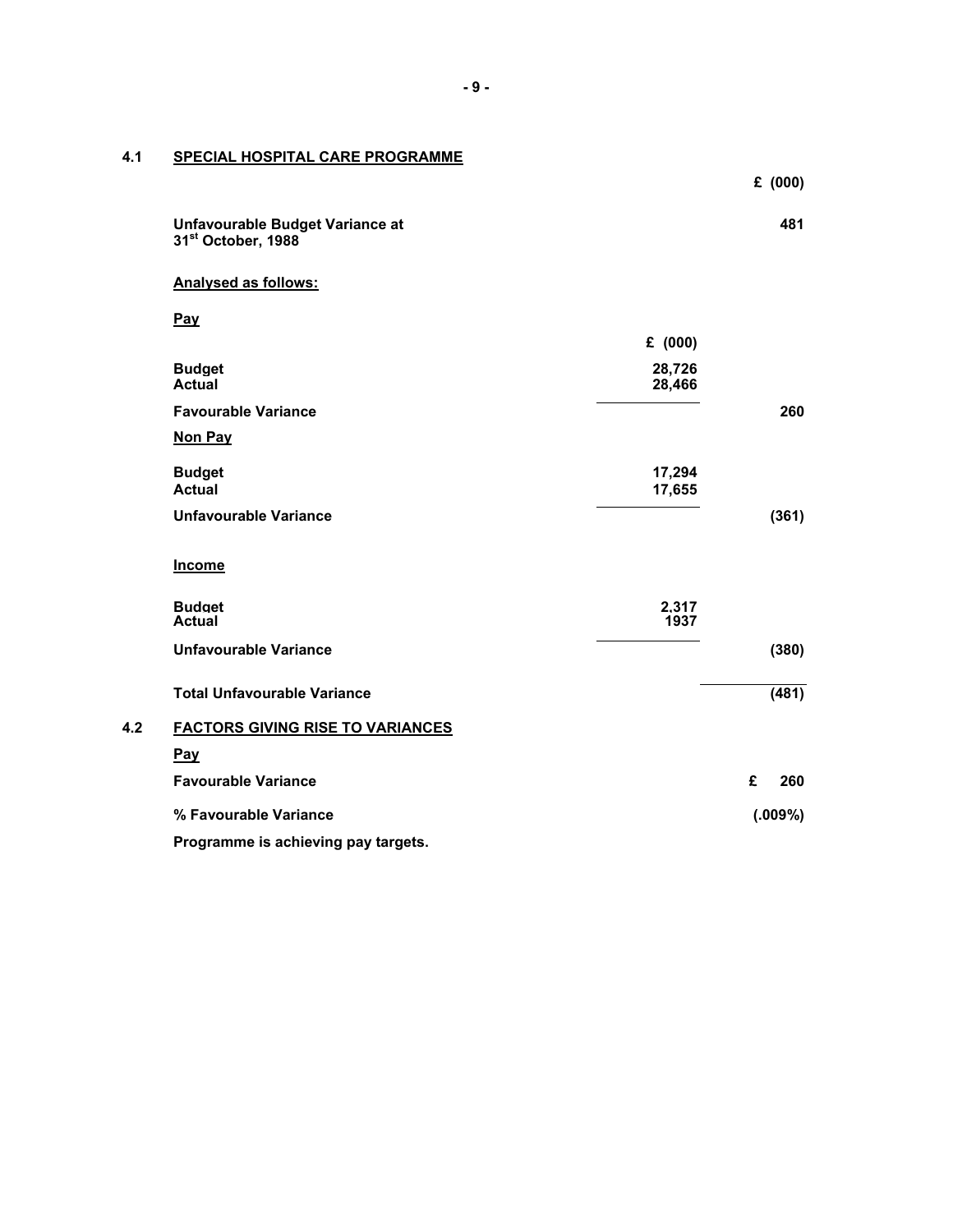## 4.1 SPECIAL HOSPITAL CARE PROGRAMME

| | | £ (000) |
|---|---|---|
| **Unfavourable Budget Variance at 31st October, 1988** | | **481** |
| **Analysed as follows:** | | |
| **Pay** | | |
| | **£ (000)** | |
| **Budget** | **28,726** | |
| **Actual** | **28,466** | |
| **Favourable Variance** | | **260** |
| **Non Pay** | | |
| **Budget** | **17,294** | |
| **Actual** | **17,655** | |
| **Unfavourable Variance** | | **(361)** |
| **Income** | | |
| **Budget** | **2,317** | |
| **Actual** | **1937** | |
| **Unfavourable Variance** | | **(380)** |
| **Total Unfavourable Variance** | | **(481)** |

## 4.2 FACTORS GIVING RISE TO VARIANCES

**Pay**

| | |
|---|---|
| **Favourable Variance** | **£ 260** |
| **% Favourable Variance** | **(.009%)** |

**Programme is achieving pay targets.**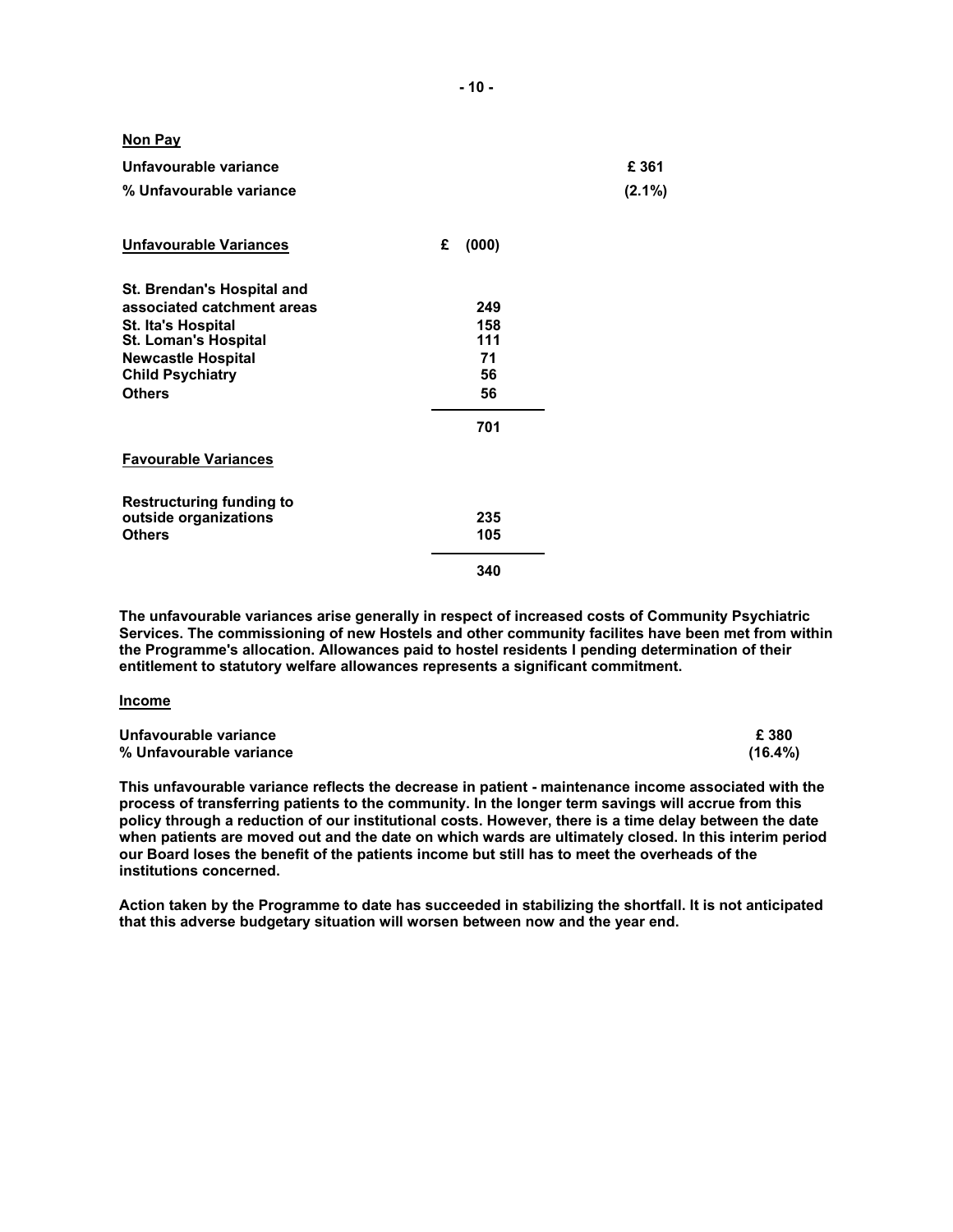**Non Pay**

| | | |
|---|---|---|
| **Unfavourable variance** | | **£ 361** |
| **% Unfavourable variance** | | **(2.1%)** |

| **Unfavourable Variances** | **£ (000)** |
|---|---|
| **St. Brendan's Hospital and associated catchment areas** | **249** |
| **St. Ita's Hospital** | **158** |
| **St. Loman's Hospital** | **111** |
| **Newcastle Hospital** | **71** |
| **Child Psychiatry** | **56** |
| **Others** | **56** |
| | **701** |

| **Favourable Variances** | |
|---|---|
| **Restructuring funding to outside organizations** | **235** |
| **Others** | **105** |
| | **340** |

**The unfavourable variances arise generally in respect of increased costs of Community Psychiatric Services. The commissioning of new Hostels and other community facilites have been met from within the Programme's allocation. Allowances paid to hostel residents I pending determination of their entitlement to statutory welfare allowances represents a significant commitment.**

**Income**

| | |
|---|---|
| **Unfavourable variance** | **£ 380** |
| **% Unfavourable variance** | **(16.4%)** |

**This unfavourable variance reflects the decrease in patient - maintenance income associated with the process of transferring patients to the community. In the longer term savings will accrue from this policy through a reduction of our institutional costs. However, there is a time delay between the date when patients are moved out and the date on which wards are ultimately closed. In this interim period our Board loses the benefit of the patients income but still has to meet the overheads of the institutions concerned.**

**Action taken by the Programme to date has succeeded in stabilizing the shortfall. It is not anticipated that this adverse budgetary situation will worsen between now and the year end.**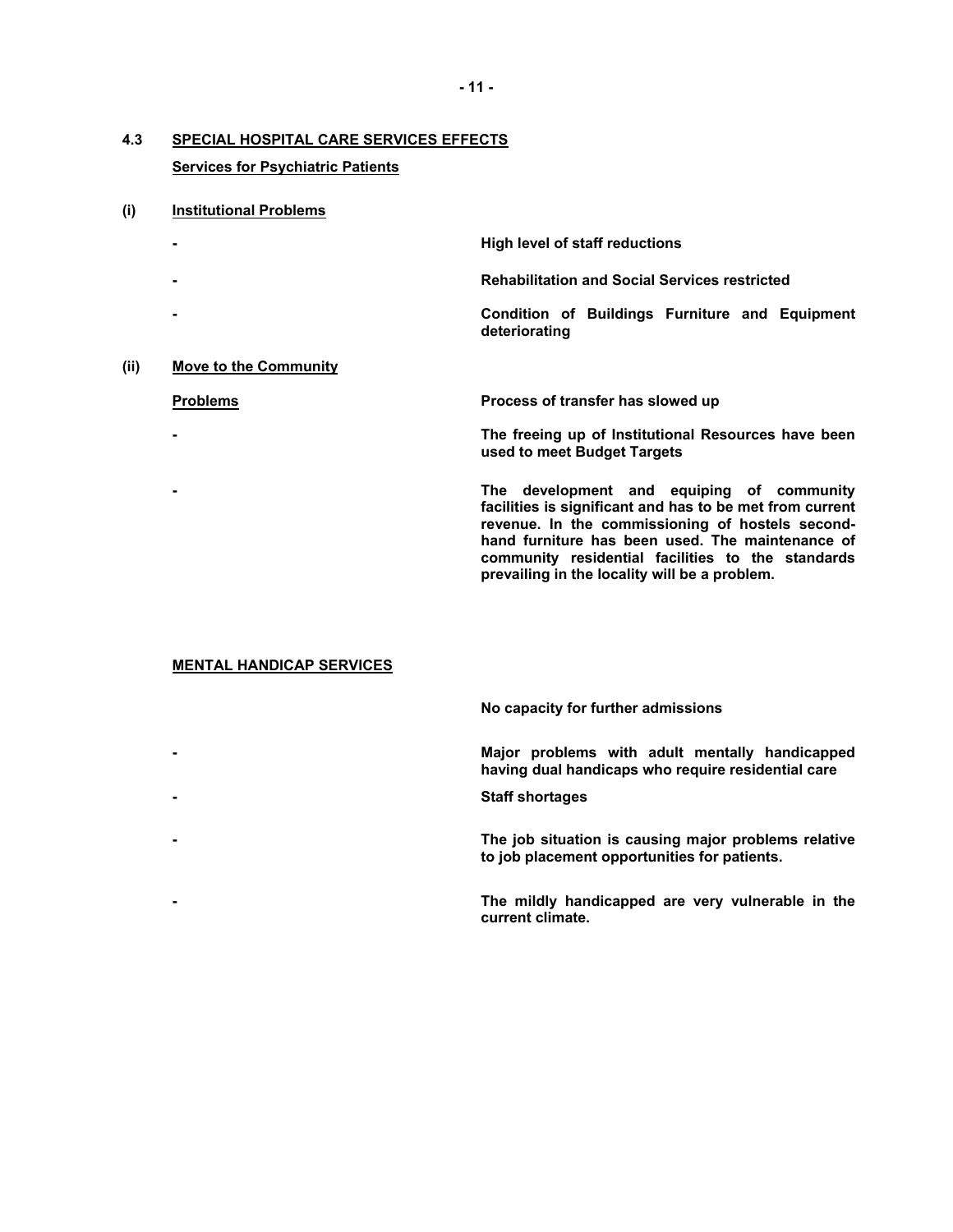## 4.3 SPECIAL HOSPITAL CARE SERVICES EFFECTS

**Services for Psychiatric Patients**

**(i) Institutional Problems**

- **High level of staff reductions**
- **Rehabilitation and Social Services restricted**
- **Condition of Buildings Furniture and Equipment deteriorating**

**(ii) Move to the Community**

**Problems** — **Process of transfer has slowed up**

- **The freeing up of Institutional Resources have been used to meet Budget Targets**
- **The development and equiping of community facilities is significant and has to be met from current revenue. In the commissioning of hostels second-hand furniture has been used. The maintenance of community residential facilities to the standards prevailing in the locality will be a problem.**

**MENTAL HANDICAP SERVICES**

**No capacity for further admissions**

- **Major problems with adult mentally handicapped having dual handicaps who require residential care**
- **Staff shortages**
- **The job situation is causing major problems relative to job placement opportunities for patients.**
- **The mildly handicapped are very vulnerable in the current climate.**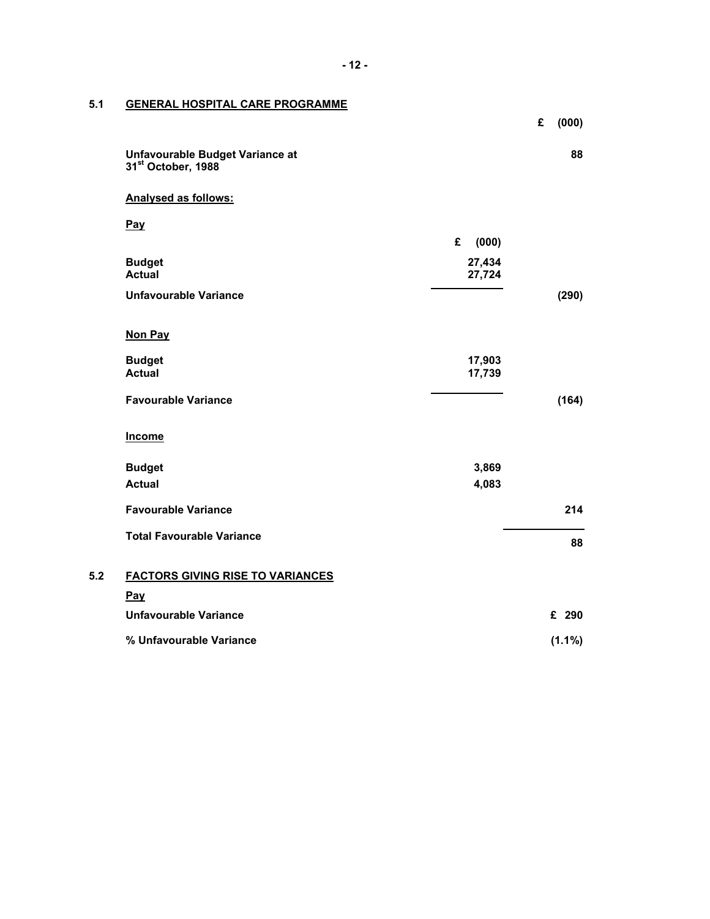## 5.1 GENERAL HOSPITAL CARE PROGRAMME

| | | £ (000) |
|---|---|---|
| **Unfavourable Budget Variance at 31st October, 1988** | | **88** |
| **Analysed as follows:** | | |
| **Pay** | **£ (000)** | |
| **Budget** | **27,434** | |
| **Actual** | **27,724** | |
| **Unfavourable Variance** | | **(290)** |
| **Non Pay** | | |
| **Budget** | **17,903** | |
| **Actual** | **17,739** | |
| **Favourable Variance** | | **(164)** |
| **Income** | | |
| **Budget** | **3,869** | |
| **Actual** | **4,083** | |
| **Favourable Variance** | | **214** |
| **Total Favourable Variance** | | **88** |

## 5.2 FACTORS GIVING RISE TO VARIANCES

**Pay**

| | |
|---|---|
| **Unfavourable Variance** | **£ 290** |
| **% Unfavourable Variance** | **(1.1%)** |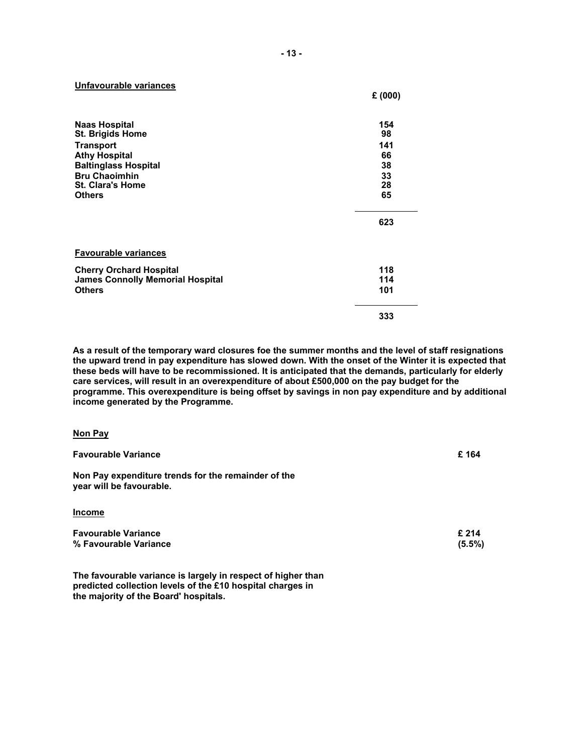**Unfavourable variances**

| | £ (000) |
|---|---|
| **Naas Hospital** | **154** |
| **St. Brigids Home** | **98** |
| **Transport** | **141** |
| **Athy Hospital** | **66** |
| **Baltinglass Hospital** | **38** |
| **Bru Chaoimhin** | **33** |
| **St. Clara's Home** | **28** |
| **Others** | **65** |
| | **623** |

**Favourable variances**

| | |
|---|---|
| **Cherry Orchard Hospital** | **118** |
| **James Connolly Memorial Hospital** | **114** |
| **Others** | **101** |
| | **333** |

**As a result of the temporary ward closures foe the summer months and the level of staff resignations the upward trend in pay expenditure has slowed down. With the onset of the Winter it is expected that these beds will have to be recommissioned. It is anticipated that the demands, particularly for elderly care services, will result in an overexpenditure of about £500,000 on the pay budget for the programme. This overexpenditure is being offset by savings in non pay expenditure and by additional income generated by the Programme.**

**Non Pay**

| | |
|---|---|
| **Favourable Variance** | **£ 164** |

**Non Pay expenditure trends for the remainder of the year will be favourable.**

**Income**

| | |
|---|---|
| **Favourable Variance** | **£ 214** |
| **% Favourable Variance** | **(5.5%)** |

**The favourable variance is largely in respect of higher than predicted collection levels of the £10 hospital charges in the majority of the Board' hospitals.**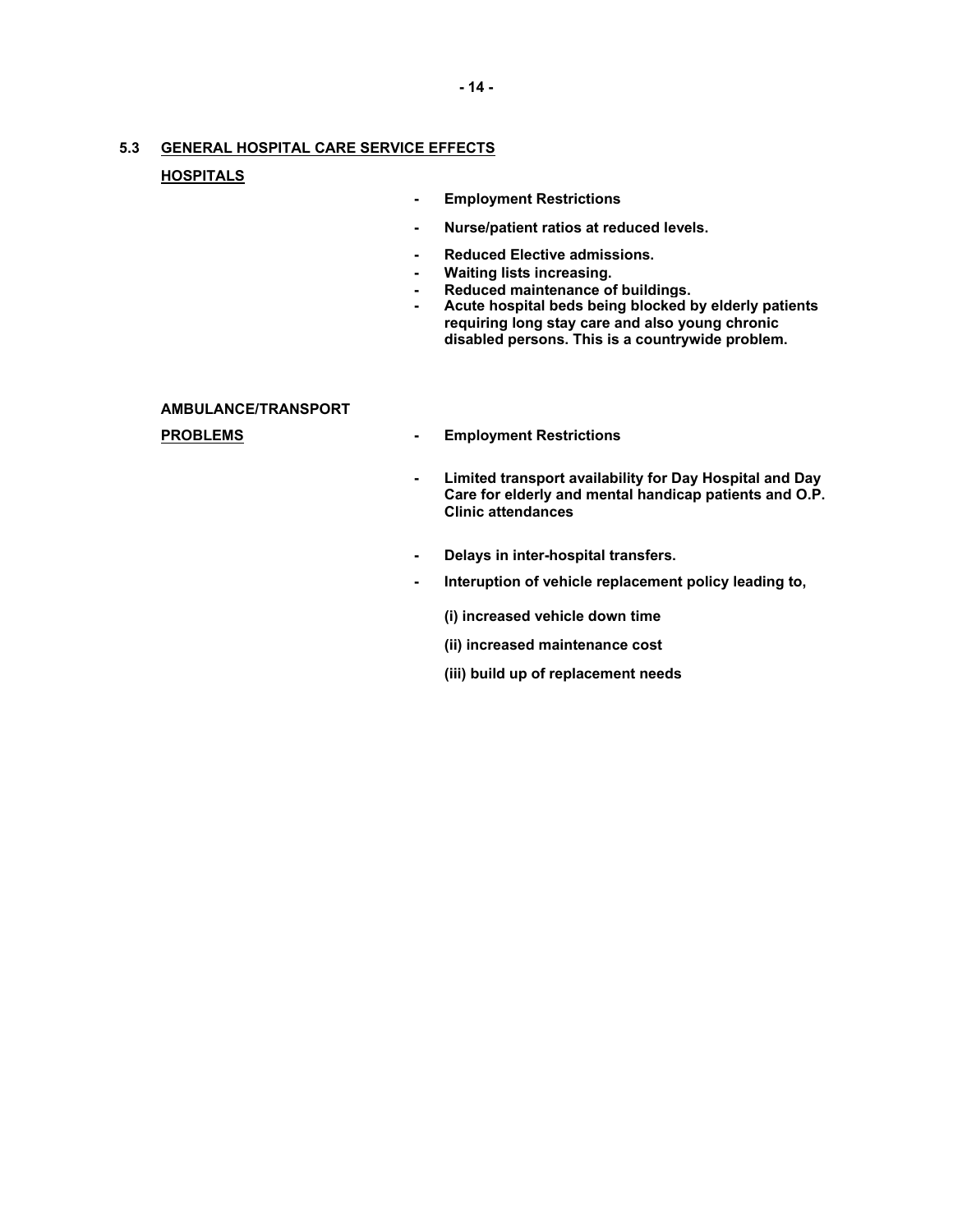## 5.3 GENERAL HOSPITAL CARE SERVICE EFFECTS

**HOSPITALS**

- **Employment Restrictions**
- **Nurse/patient ratios at reduced levels.**
- **Reduced Elective admissions.**
- **Waiting lists increasing.**
- **Reduced maintenance of buildings.**
- **Acute hospital beds being blocked by elderly patients requiring long stay care and also young chronic disabled persons. This is a countrywide problem.**

**AMBULANCE/TRANSPORT**

**PROBLEMS**

- **Employment Restrictions**
- **Limited transport availability for Day Hospital and Day Care for elderly and mental handicap patients and O.P. Clinic attendances**
- **Delays in inter-hospital transfers.**
- **Interuption of vehicle replacement policy leading to,**

  **(i) increased vehicle down time**

  **(ii) increased maintenance cost**

  **(iii) build up of replacement needs**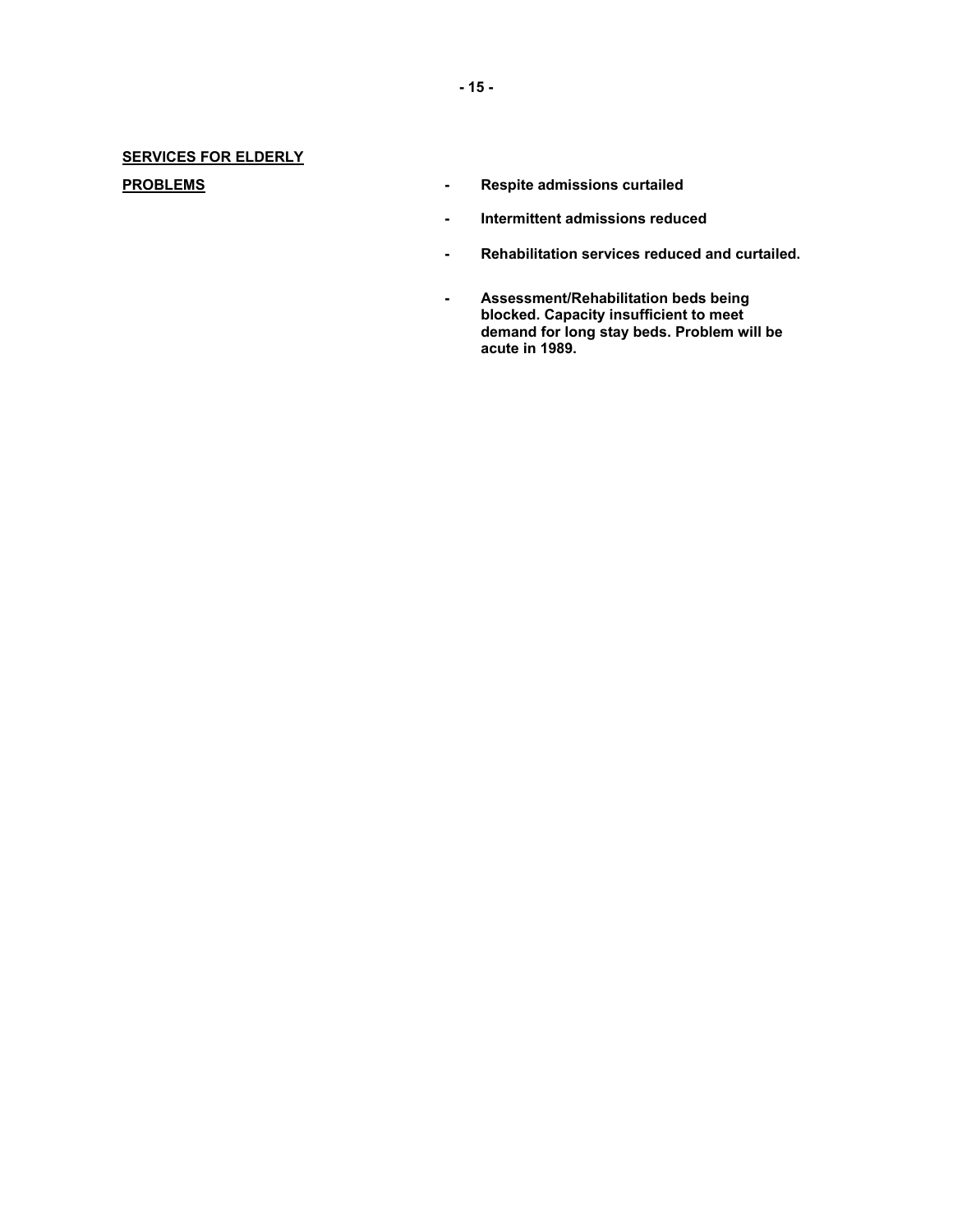## SERVICES FOR ELDERLY

**PROBLEMS**

- **Respite admissions curtailed**
- **Intermittent admissions reduced**
- **Rehabilitation services reduced and curtailed.**
- **Assessment/Rehabilitation beds being blocked. Capacity insufficient to meet demand for long stay beds. Problem will be acute in 1989.**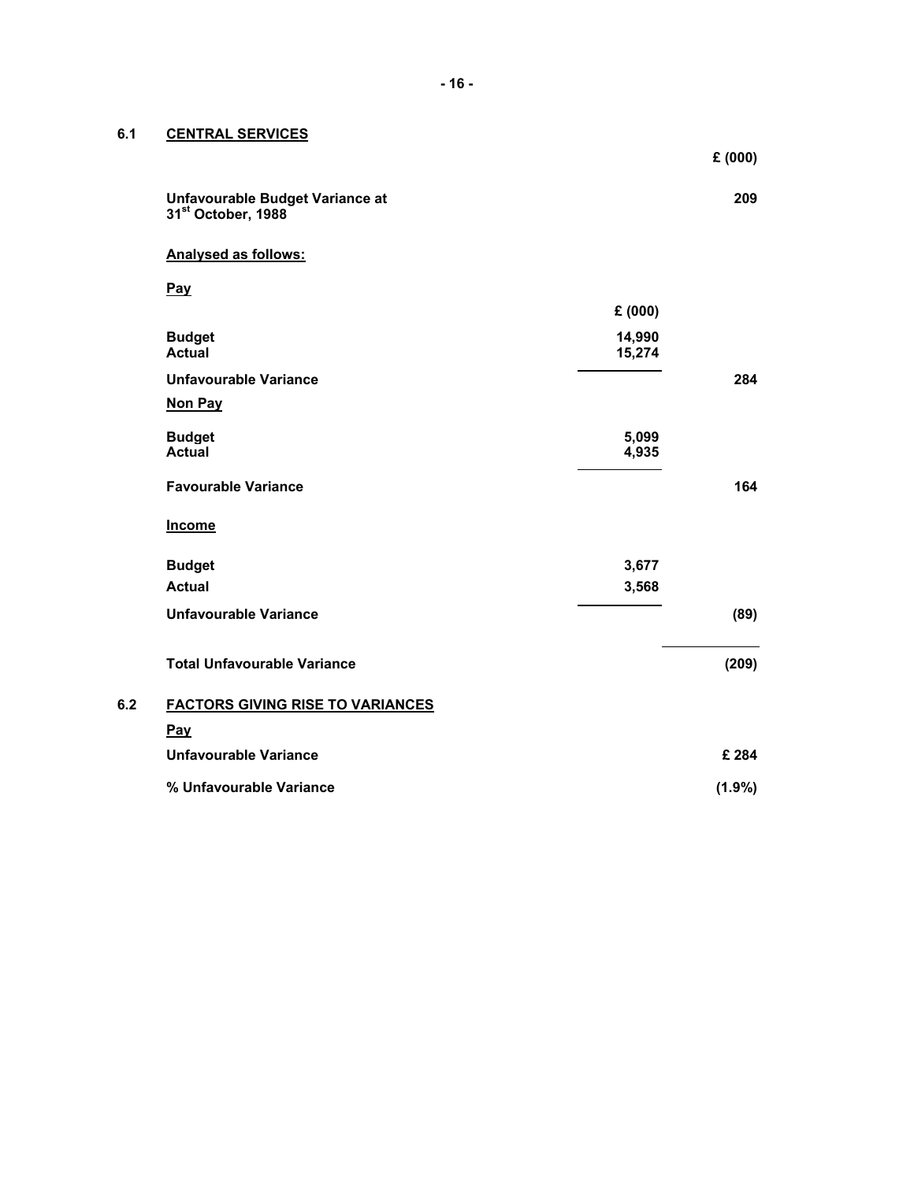## 6.1 CENTRAL SERVICES

| | | £ (000) |
|---|---|---|
| **Unfavourable Budget Variance at 31st October, 1988** | | **209** |
| **Analysed as follows:** | | |
| **Pay** | | |
| | **£ (000)** | |
| **Budget** | **14,990** | |
| **Actual** | **15,274** | |
| **Unfavourable Variance** | | **284** |
| **Non Pay** | | |
| **Budget** | **5,099** | |
| **Actual** | **4,935** | |
| **Favourable Variance** | | **164** |
| **Income** | | |
| **Budget** | **3,677** | |
| **Actual** | **3,568** | |
| **Unfavourable Variance** | | **(89)** |
| **Total Unfavourable Variance** | | **(209)** |

## 6.2 FACTORS GIVING RISE TO VARIANCES

**Pay**

| | |
|---|---|
| **Unfavourable Variance** | **£ 284** |
| **% Unfavourable Variance** | **(1.9%)** |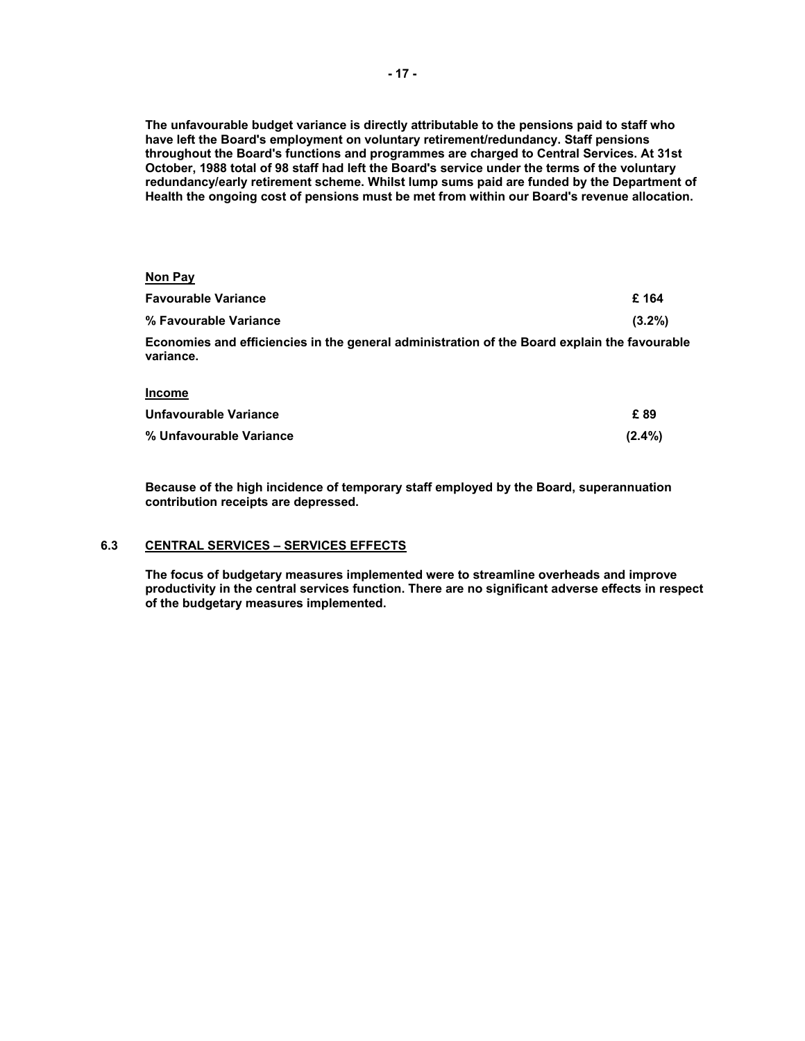**The unfavourable budget variance is directly attributable to the pensions paid to staff who have left the Board's employment on voluntary retirement/redundancy. Staff pensions throughout the Board's functions and programmes are charged to Central Services. At 31st October, 1988 total of 98 staff had left the Board's service under the terms of the voluntary redundancy/early retirement scheme. Whilst lump sums paid are funded by the Department of Health the ongoing cost of pensions must be met from within our Board's revenue allocation.**

**Non Pay**

| | |
|---|---|
| **Favourable Variance** | **£ 164** |
| **% Favourable Variance** | **(3.2%)** |

**Economies and efficiencies in the general administration of the Board explain the favourable variance.**

**Income**

| | |
|---|---|
| **Unfavourable Variance** | **£ 89** |
| **% Unfavourable Variance** | **(2.4%)** |

**Because of the high incidence of temporary staff employed by the Board, superannuation contribution receipts are depressed.**

### 6.3 CENTRAL SERVICES – SERVICES EFFECTS

**The focus of budgetary measures implemented were to streamline overheads and improve productivity in the central services function. There are no significant adverse effects in respect of the budgetary measures implemented.**